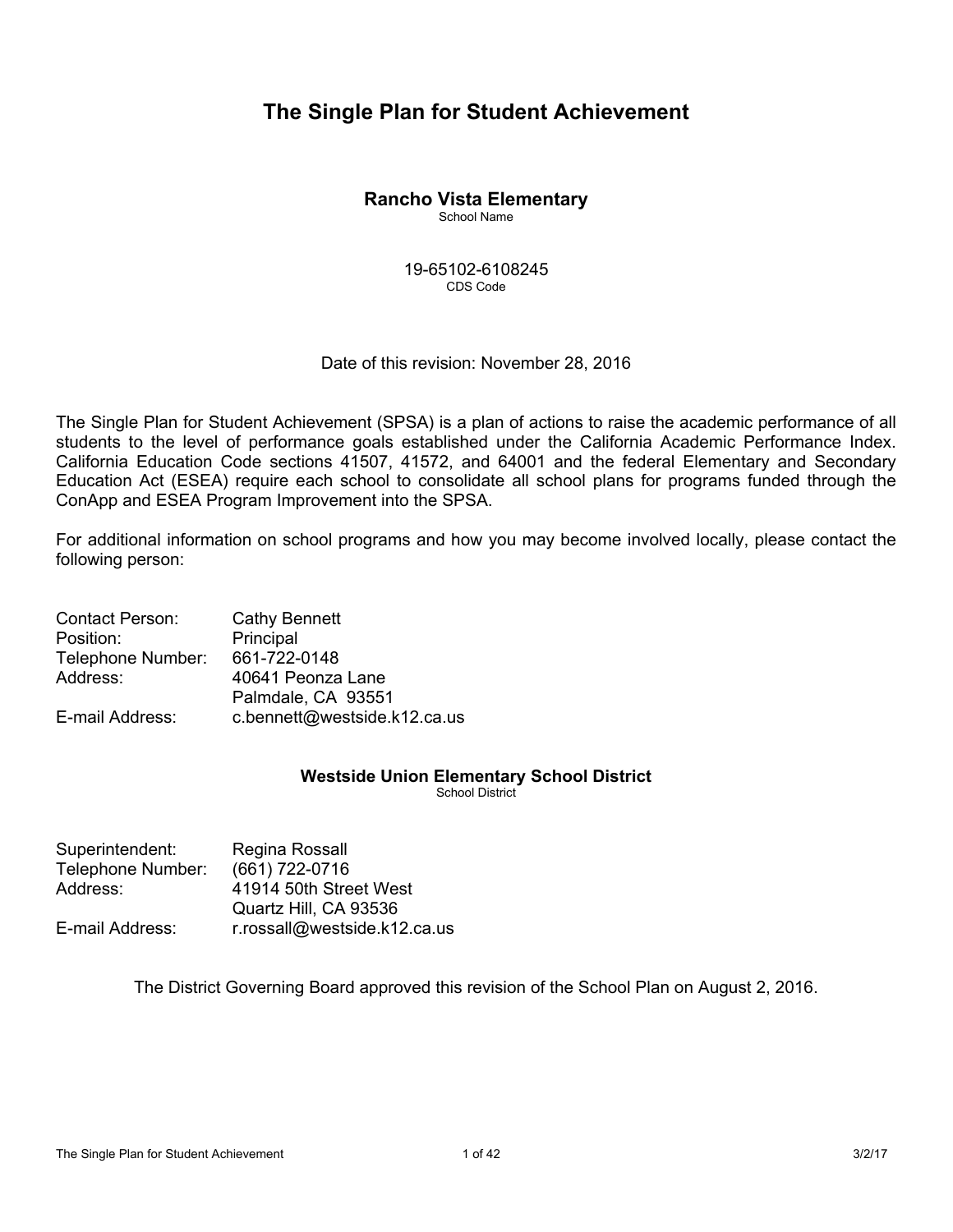# The Single Plan for Student Achievement

**Rancho Vista Elementary**
School Name

19-65102-6108245
CDS Code

Date of this revision: November 28, 2016

The Single Plan for Student Achievement (SPSA) is a plan of actions to raise the academic performance of all students to the level of performance goals established under the California Academic Performance Index. California Education Code sections 41507, 41572, and 64001 and the federal Elementary and Secondary Education Act (ESEA) require each school to consolidate all school plans for programs funded through the ConApp and ESEA Program Improvement into the SPSA.

For additional information on school programs and how you may become involved locally, please contact the following person:

Contact Person: Cathy Bennett
Position: Principal
Telephone Number: 661-722-0148
Address: 40641 Peonza Lane
Palmdale, CA 93551
E-mail Address: c.bennett@westside.k12.ca.us

**Westside Union Elementary School District**
School District

Superintendent: Regina Rossall
Telephone Number: (661) 722-0716
Address: 41914 50th Street West
Quartz Hill, CA 93536
E-mail Address: r.rossall@westside.k12.ca.us

The District Governing Board approved this revision of the School Plan on August 2, 2016.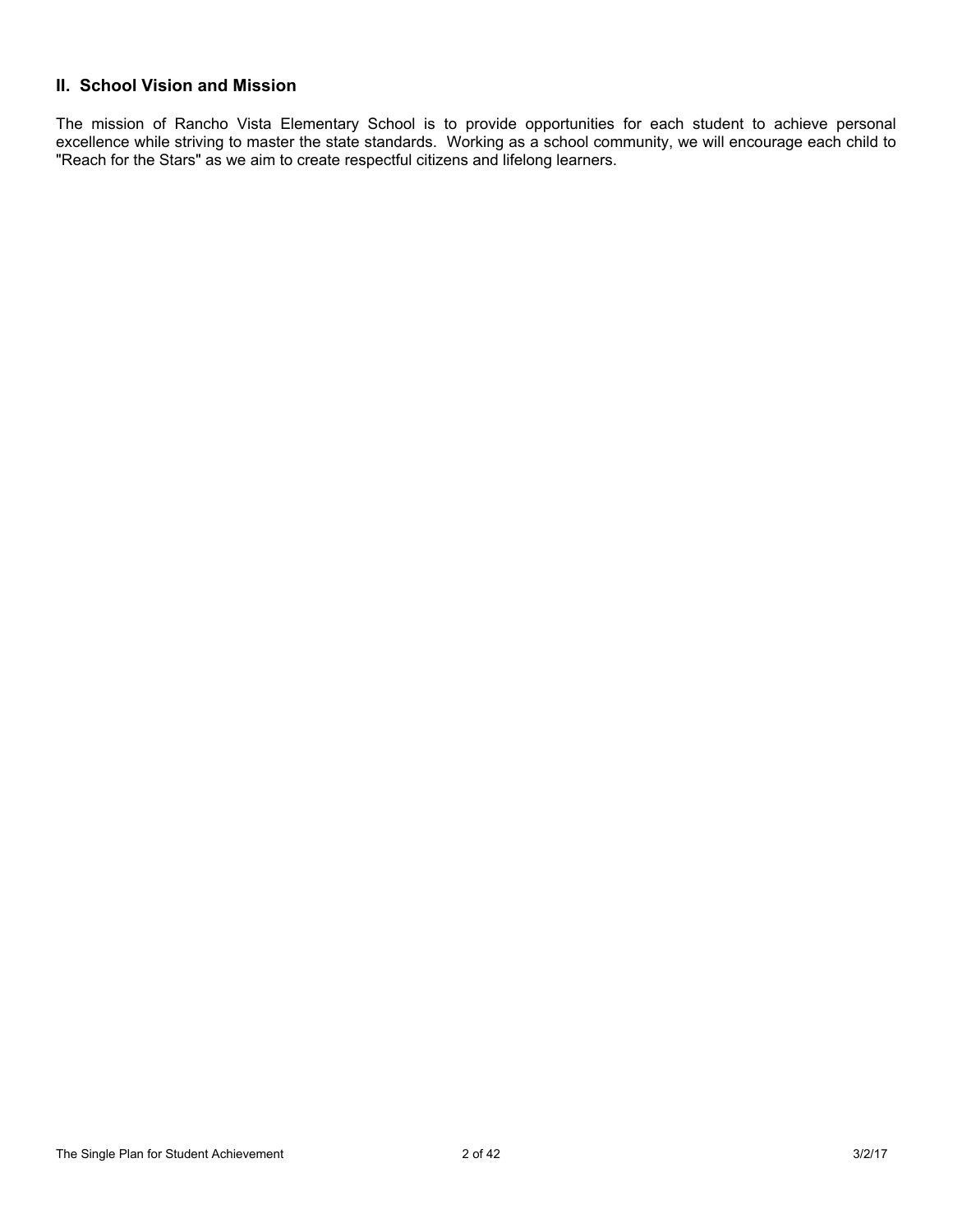## II. School Vision and Mission

The mission of Rancho Vista Elementary School is to provide opportunities for each student to achieve personal excellence while striving to master the state standards. Working as a school community, we will encourage each child to "Reach for the Stars" as we aim to create respectful citizens and lifelong learners.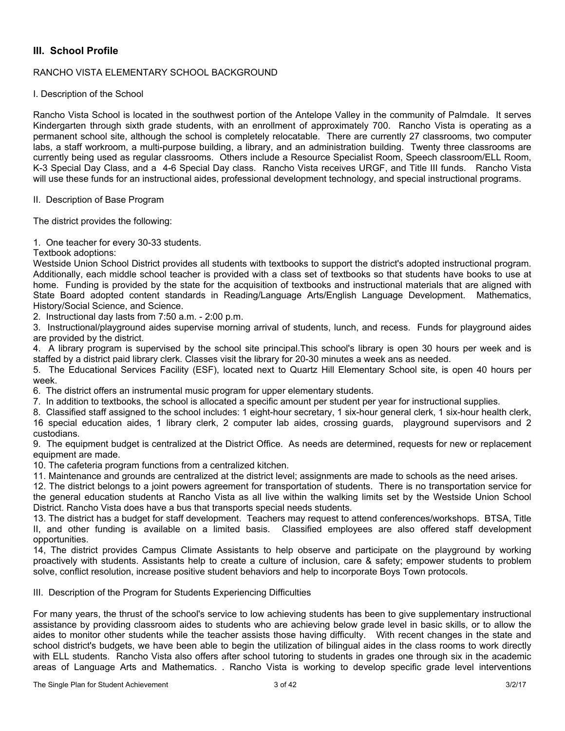## III. School Profile

RANCHO VISTA ELEMENTARY SCHOOL BACKGROUND

I. Description of the School

Rancho Vista School is located in the southwest portion of the Antelope Valley in the community of Palmdale. It serves Kindergarten through sixth grade students, with an enrollment of approximately 700. Rancho Vista is operating as a permanent school site, although the school is completely relocatable. There are currently 27 classrooms, two computer labs, a staff workroom, a multi-purpose building, a library, and an administration building. Twenty three classrooms are currently being used as regular classrooms. Others include a Resource Specialist Room, Speech classroom/ELL Room, K-3 Special Day Class, and a 4-6 Special Day class. Rancho Vista receives URGF, and Title III funds. Rancho Vista will use these funds for an instructional aides, professional development technology, and special instructional programs.

II. Description of Base Program

The district provides the following:

1. One teacher for every 30-33 students.

Textbook adoptions:
Westside Union School District provides all students with textbooks to support the district's adopted instructional program. Additionally, each middle school teacher is provided with a class set of textbooks so that students have books to use at home. Funding is provided by the state for the acquisition of textbooks and instructional materials that are aligned with State Board adopted content standards in Reading/Language Arts/English Language Development. Mathematics, History/Social Science, and Science.

2. Instructional day lasts from 7:50 a.m. - 2:00 p.m.
3. Instructional/playground aides supervise morning arrival of students, lunch, and recess. Funds for playground aides are provided by the district.
4. A library program is supervised by the school site principal.This school's library is open 30 hours per week and is staffed by a district paid library clerk. Classes visit the library for 20-30 minutes a week ans as needed.
5. The Educational Services Facility (ESF), located next to Quartz Hill Elementary School site, is open 40 hours per week.
6. The district offers an instrumental music program for upper elementary students.
7. In addition to textbooks, the school is allocated a specific amount per student per year for instructional supplies.
8. Classified staff assigned to the school includes: 1 eight-hour secretary, 1 six-hour general clerk, 1 six-hour health clerk, 16 special education aides, 1 library clerk, 2 computer lab aides, crossing guards, playground supervisors and 2 custodians.
9. The equipment budget is centralized at the District Office. As needs are determined, requests for new or replacement equipment are made.
10. The cafeteria program functions from a centralized kitchen.
11. Maintenance and grounds are centralized at the district level; assignments are made to schools as the need arises.
12. The district belongs to a joint powers agreement for transportation of students. There is no transportation service for the general education students at Rancho Vista as all live within the walking limits set by the Westside Union School District. Rancho Vista does have a bus that transports special needs students.
13. The district has a budget for staff development. Teachers may request to attend conferences/workshops. BTSA, Title II, and other funding is available on a limited basis. Classified employees are also offered staff development opportunities.
14, The district provides Campus Climate Assistants to help observe and participate on the playground by working proactively with students. Assistants help to create a culture of inclusion, care & safety; empower students to problem solve, conflict resolution, increase positive student behaviors and help to incorporate Boys Town protocols.

III. Description of the Program for Students Experiencing Difficulties

For many years, the thrust of the school's service to low achieving students has been to give supplementary instructional assistance by providing classroom aides to students who are achieving below grade level in basic skills, or to allow the aides to monitor other students while the teacher assists those having difficulty. With recent changes in the state and school district's budgets, we have been able to begin the utilization of bilingual aides in the class rooms to work directly with ELL students. Rancho Vista also offers after school tutoring to students in grades one through six in the academic areas of Language Arts and Mathematics. . Rancho Vista is working to develop specific grade level interventions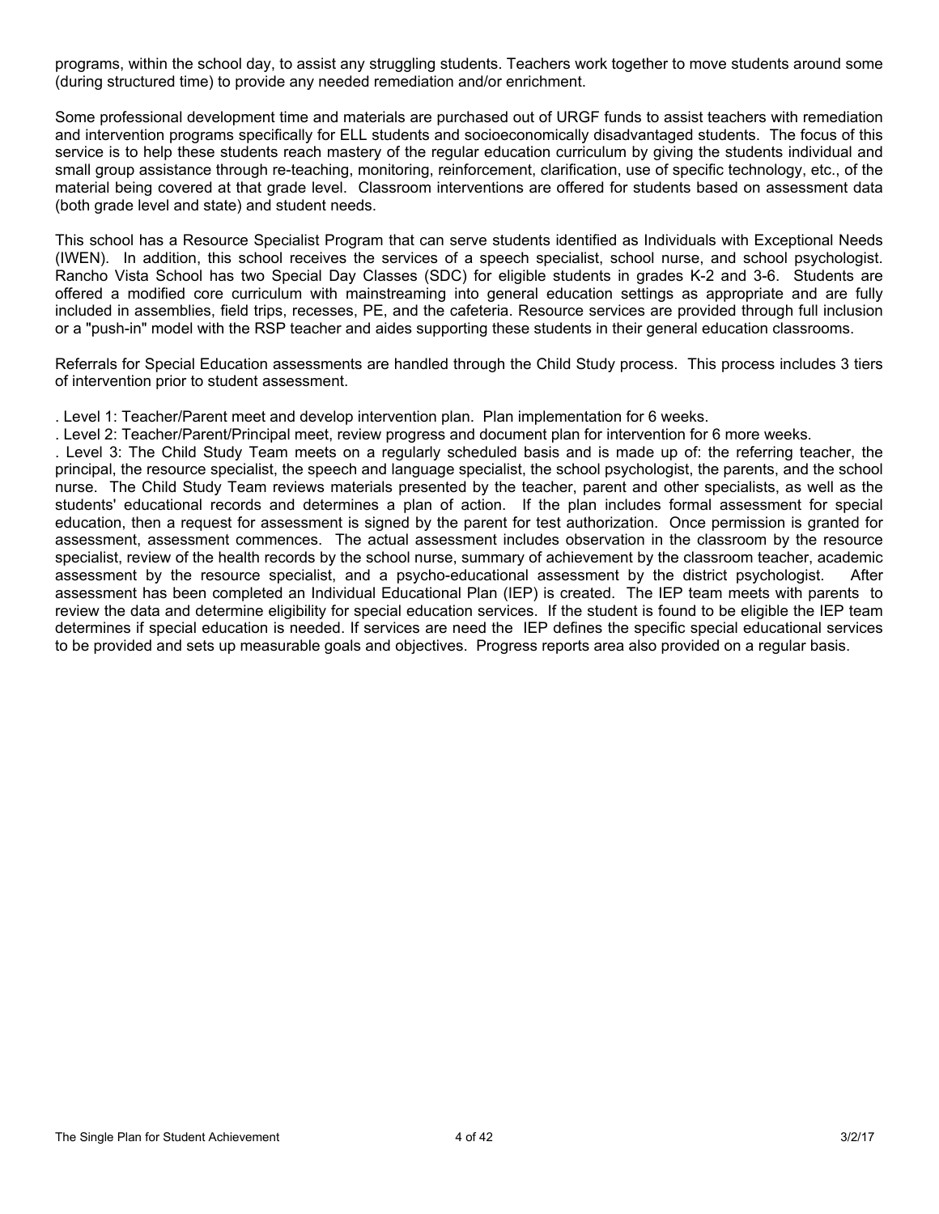programs, within the school day, to assist any struggling students. Teachers work together to move students around some (during structured time) to provide any needed remediation and/or enrichment.

Some professional development time and materials are purchased out of URGF funds to assist teachers with remediation and intervention programs specifically for ELL students and socioeconomically disadvantaged students. The focus of this service is to help these students reach mastery of the regular education curriculum by giving the students individual and small group assistance through re-teaching, monitoring, reinforcement, clarification, use of specific technology, etc., of the material being covered at that grade level. Classroom interventions are offered for students based on assessment data (both grade level and state) and student needs.

This school has a Resource Specialist Program that can serve students identified as Individuals with Exceptional Needs (IWEN). In addition, this school receives the services of a speech specialist, school nurse, and school psychologist. Rancho Vista School has two Special Day Classes (SDC) for eligible students in grades K-2 and 3-6. Students are offered a modified core curriculum with mainstreaming into general education settings as appropriate and are fully included in assemblies, field trips, recesses, PE, and the cafeteria. Resource services are provided through full inclusion or a "push-in" model with the RSP teacher and aides supporting these students in their general education classrooms.

Referrals for Special Education assessments are handled through the Child Study process. This process includes 3 tiers of intervention prior to student assessment.

. Level 1: Teacher/Parent meet and develop intervention plan. Plan implementation for 6 weeks.

. Level 2: Teacher/Parent/Principal meet, review progress and document plan for intervention for 6 more weeks.

. Level 3: The Child Study Team meets on a regularly scheduled basis and is made up of: the referring teacher, the principal, the resource specialist, the speech and language specialist, the school psychologist, the parents, and the school nurse. The Child Study Team reviews materials presented by the teacher, parent and other specialists, as well as the students' educational records and determines a plan of action. If the plan includes formal assessment for special education, then a request for assessment is signed by the parent for test authorization. Once permission is granted for assessment, assessment commences. The actual assessment includes observation in the classroom by the resource specialist, review of the health records by the school nurse, summary of achievement by the classroom teacher, academic assessment by the resource specialist, and a psycho-educational assessment by the district psychologist. After assessment has been completed an Individual Educational Plan (IEP) is created. The IEP team meets with parents to review the data and determine eligibility for special education services. If the student is found to be eligible the IEP team determines if special education is needed. If services are need the IEP defines the specific special educational services to be provided and sets up measurable goals and objectives. Progress reports area also provided on a regular basis.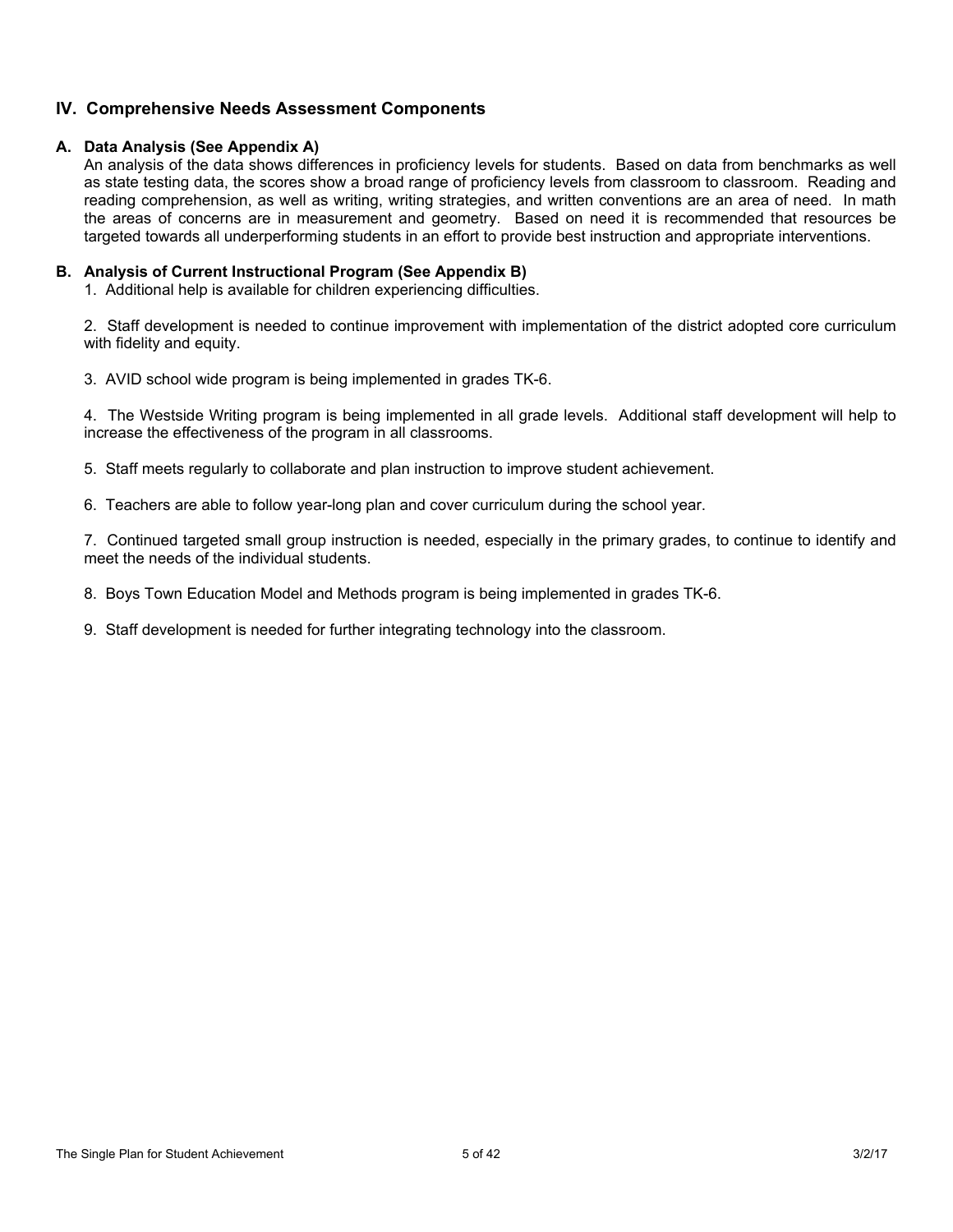## IV. Comprehensive Needs Assessment Components

### A. Data Analysis (See Appendix A)

An analysis of the data shows differences in proficiency levels for students. Based on data from benchmarks as well as state testing data, the scores show a broad range of proficiency levels from classroom to classroom. Reading and reading comprehension, as well as writing, writing strategies, and written conventions are an area of need. In math the areas of concerns are in measurement and geometry. Based on need it is recommended that resources be targeted towards all underperforming students in an effort to provide best instruction and appropriate interventions.

### B. Analysis of Current Instructional Program (See Appendix B)

1. Additional help is available for children experiencing difficulties.

2. Staff development is needed to continue improvement with implementation of the district adopted core curriculum with fidelity and equity.

3. AVID school wide program is being implemented in grades TK-6.

4. The Westside Writing program is being implemented in all grade levels. Additional staff development will help to increase the effectiveness of the program in all classrooms.

5. Staff meets regularly to collaborate and plan instruction to improve student achievement.

6. Teachers are able to follow year-long plan and cover curriculum during the school year.

7. Continued targeted small group instruction is needed, especially in the primary grades, to continue to identify and meet the needs of the individual students.

8. Boys Town Education Model and Methods program is being implemented in grades TK-6.

9. Staff development is needed for further integrating technology into the classroom.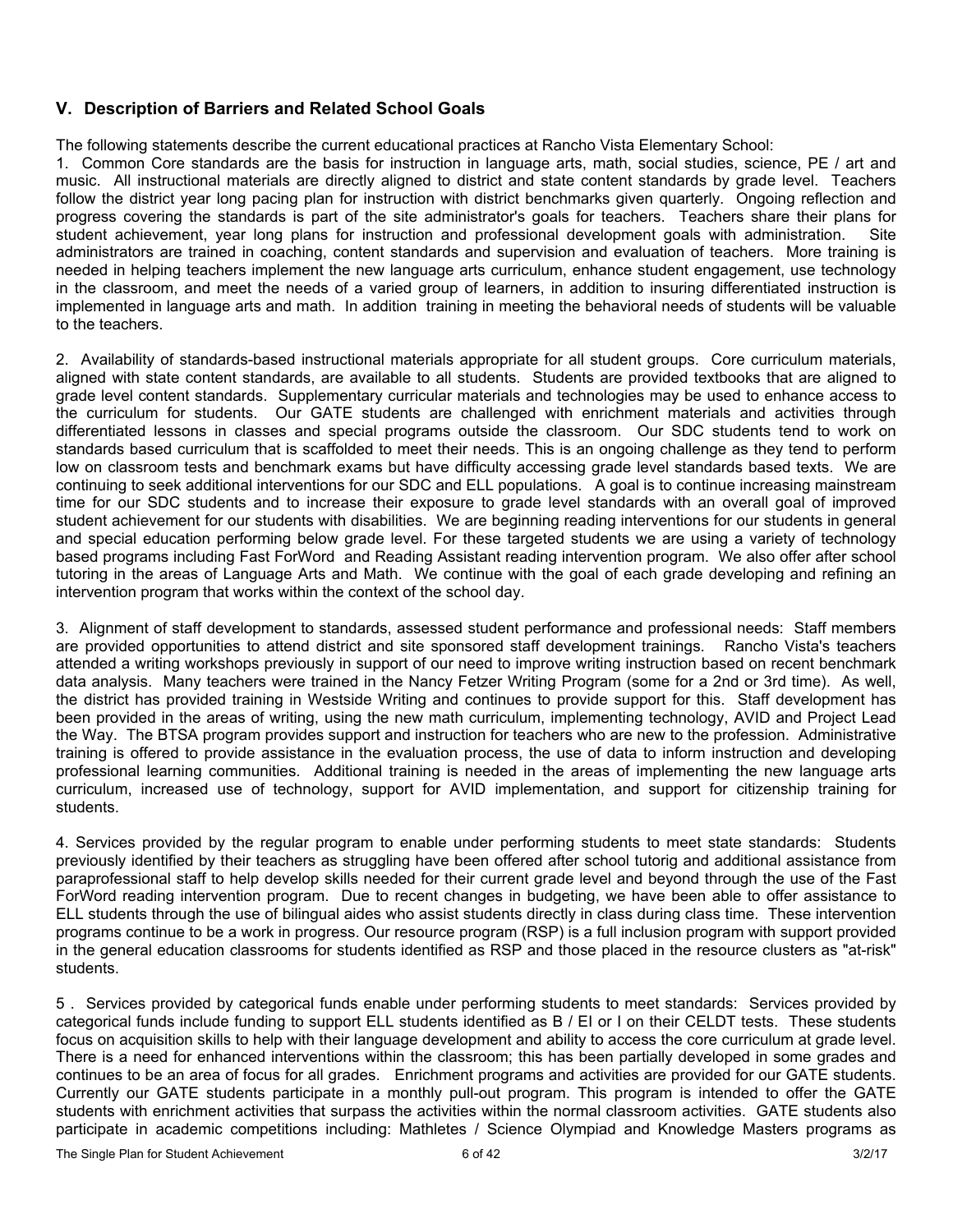## V. Description of Barriers and Related School Goals

The following statements describe the current educational practices at Rancho Vista Elementary School:

1. Common Core standards are the basis for instruction in language arts, math, social studies, science, PE / art and music. All instructional materials are directly aligned to district and state content standards by grade level. Teachers follow the district year long pacing plan for instruction with district benchmarks given quarterly. Ongoing reflection and progress covering the standards is part of the site administrator's goals for teachers. Teachers share their plans for student achievement, year long plans for instruction and professional development goals with administration. Site administrators are trained in coaching, content standards and supervision and evaluation of teachers. More training is needed in helping teachers implement the new language arts curriculum, enhance student engagement, use technology in the classroom, and meet the needs of a varied group of learners, in addition to insuring differentiated instruction is implemented in language arts and math. In addition training in meeting the behavioral needs of students will be valuable to the teachers.

2. Availability of standards-based instructional materials appropriate for all student groups. Core curriculum materials, aligned with state content standards, are available to all students. Students are provided textbooks that are aligned to grade level content standards. Supplementary curricular materials and technologies may be used to enhance access to the curriculum for students. Our GATE students are challenged with enrichment materials and activities through differentiated lessons in classes and special programs outside the classroom. Our SDC students tend to work on standards based curriculum that is scaffolded to meet their needs. This is an ongoing challenge as they tend to perform low on classroom tests and benchmark exams but have difficulty accessing grade level standards based texts. We are continuing to seek additional interventions for our SDC and ELL populations. A goal is to continue increasing mainstream time for our SDC students and to increase their exposure to grade level standards with an overall goal of improved student achievement for our students with disabilities. We are beginning reading interventions for our students in general and special education performing below grade level. For these targeted students we are using a variety of technology based programs including Fast ForWord and Reading Assistant reading intervention program. We also offer after school tutoring in the areas of Language Arts and Math. We continue with the goal of each grade developing and refining an intervention program that works within the context of the school day.

3. Alignment of staff development to standards, assessed student performance and professional needs: Staff members are provided opportunities to attend district and site sponsored staff development trainings. Rancho Vista's teachers attended a writing workshops previously in support of our need to improve writing instruction based on recent benchmark data analysis. Many teachers were trained in the Nancy Fetzer Writing Program (some for a 2nd or 3rd time). As well, the district has provided training in Westside Writing and continues to provide support for this. Staff development has been provided in the areas of writing, using the new math curriculum, implementing technology, AVID and Project Lead the Way. The BTSA program provides support and instruction for teachers who are new to the profession. Administrative training is offered to provide assistance in the evaluation process, the use of data to inform instruction and developing professional learning communities. Additional training is needed in the areas of implementing the new language arts curriculum, increased use of technology, support for AVID implementation, and support for citizenship training for students.

4. Services provided by the regular program to enable under performing students to meet state standards: Students previously identified by their teachers as struggling have been offered after school tutorig and additional assistance from paraprofessional staff to help develop skills needed for their current grade level and beyond through the use of the Fast ForWord reading intervention program. Due to recent changes in budgeting, we have been able to offer assistance to ELL students through the use of bilingual aides who assist students directly in class during class time. These intervention programs continue to be a work in progress. Our resource program (RSP) is a full inclusion program with support provided in the general education classrooms for students identified as RSP and those placed in the resource clusters as "at-risk" students.

5 . Services provided by categorical funds enable under performing students to meet standards: Services provided by categorical funds include funding to support ELL students identified as B / EI or I on their CELDT tests. These students focus on acquisition skills to help with their language development and ability to access the core curriculum at grade level. There is a need for enhanced interventions within the classroom; this has been partially developed in some grades and continues to be an area of focus for all grades. Enrichment programs and activities are provided for our GATE students. Currently our GATE students participate in a monthly pull-out program. This program is intended to offer the GATE students with enrichment activities that surpass the activities within the normal classroom activities. GATE students also participate in academic competitions including: Mathletes / Science Olympiad and Knowledge Masters programs as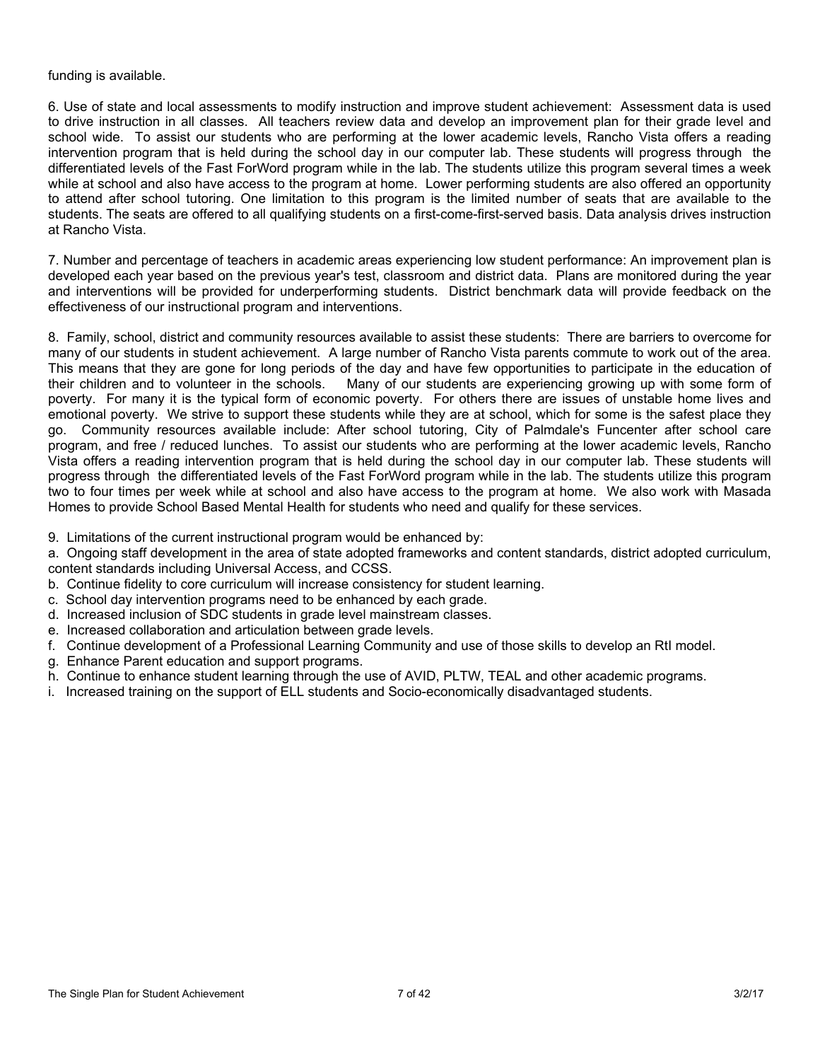funding is available.

6. Use of state and local assessments to modify instruction and improve student achievement: Assessment data is used to drive instruction in all classes. All teachers review data and develop an improvement plan for their grade level and school wide. To assist our students who are performing at the lower academic levels, Rancho Vista offers a reading intervention program that is held during the school day in our computer lab. These students will progress through the differentiated levels of the Fast ForWord program while in the lab. The students utilize this program several times a week while at school and also have access to the program at home. Lower performing students are also offered an opportunity to attend after school tutoring. One limitation to this program is the limited number of seats that are available to the students. The seats are offered to all qualifying students on a first-come-first-served basis. Data analysis drives instruction at Rancho Vista.

7. Number and percentage of teachers in academic areas experiencing low student performance: An improvement plan is developed each year based on the previous year's test, classroom and district data. Plans are monitored during the year and interventions will be provided for underperforming students. District benchmark data will provide feedback on the effectiveness of our instructional program and interventions.

8. Family, school, district and community resources available to assist these students: There are barriers to overcome for many of our students in student achievement. A large number of Rancho Vista parents commute to work out of the area. This means that they are gone for long periods of the day and have few opportunities to participate in the education of their children and to volunteer in the schools. Many of our students are experiencing growing up with some form of poverty. For many it is the typical form of economic poverty. For others there are issues of unstable home lives and emotional poverty. We strive to support these students while they are at school, which for some is the safest place they go. Community resources available include: After school tutoring, City of Palmdale's Funcenter after school care program, and free / reduced lunches. To assist our students who are performing at the lower academic levels, Rancho Vista offers a reading intervention program that is held during the school day in our computer lab. These students will progress through the differentiated levels of the Fast ForWord program while in the lab. The students utilize this program two to four times per week while at school and also have access to the program at home. We also work with Masada Homes to provide School Based Mental Health for students who need and qualify for these services.

9. Limitations of the current instructional program would be enhanced by:

a. Ongoing staff development in the area of state adopted frameworks and content standards, district adopted curriculum, content standards including Universal Access, and CCSS.
b. Continue fidelity to core curriculum will increase consistency for student learning.
c. School day intervention programs need to be enhanced by each grade.
d. Increased inclusion of SDC students in grade level mainstream classes.
e. Increased collaboration and articulation between grade levels.
f. Continue development of a Professional Learning Community and use of those skills to develop an RtI model.
g. Enhance Parent education and support programs.
h. Continue to enhance student learning through the use of AVID, PLTW, TEAL and other academic programs.
i. Increased training on the support of ELL students and Socio-economically disadvantaged students.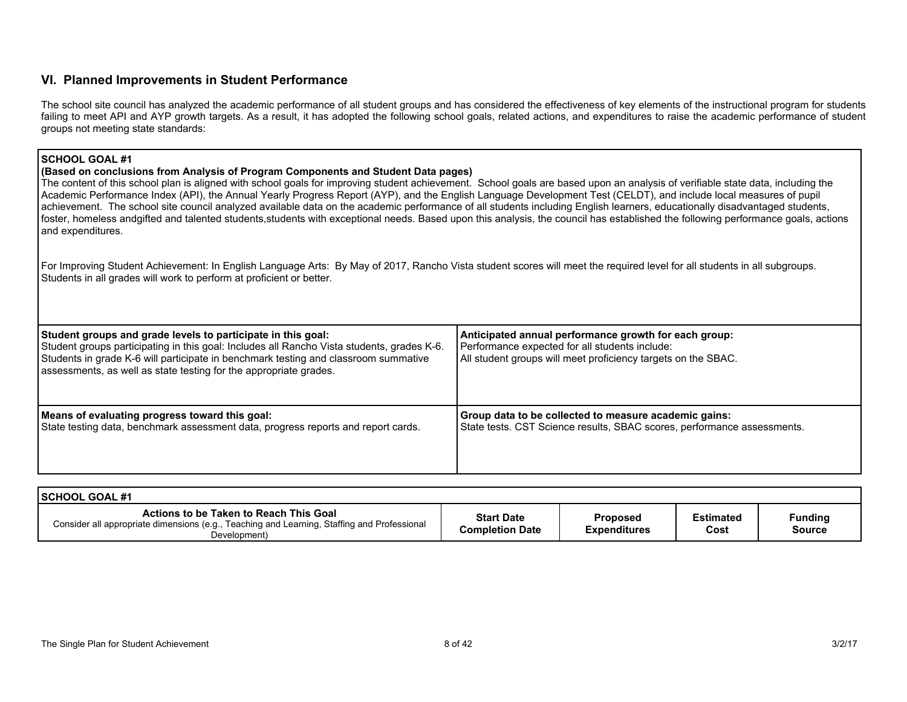## VI. Planned Improvements in Student Performance

The school site council has analyzed the academic performance of all student groups and has considered the effectiveness of key elements of the instructional program for students failing to meet API and AYP growth targets. As a result, it has adopted the following school goals, related actions, and expenditures to raise the academic performance of student groups not meeting state standards:

**SCHOOL GOAL #1**
**(Based on conclusions from Analysis of Program Components and Student Data pages)**

The content of this school plan is aligned with school goals for improving student achievement. School goals are based upon an analysis of verifiable state data, including the Academic Performance Index (API), the Annual Yearly Progress Report (AYP), and the English Language Development Test (CELDT), and include local measures of pupil achievement. The school site council analyzed available data on the academic performance of all students including English learners, educationally disadvantaged students, foster, homeless andgifted and talented students,students with exceptional needs. Based upon this analysis, the council has established the following performance goals, actions and expenditures.

For Improving Student Achievement: In English Language Arts: By May of 2017, Rancho Vista student scores will meet the required level for all students in all subgroups. Students in all grades will work to perform at proficient or better.

| **Student groups and grade levels to participate in this goal:** | **Anticipated annual performance growth for each group:** |
|---|---|
| Student groups participating in this goal: Includes all Rancho Vista students, grades K-6. Students in grade K-6 will participate in benchmark testing and classroom summative assessments, as well as state testing for the appropriate grades. | Performance expected for all students include:<br>All student groups will meet proficiency targets on the SBAC. |
| **Means of evaluating progress toward this goal:** | **Group data to be collected to measure academic gains:** |
| State testing data, benchmark assessment data, progress reports and report cards. | State tests. CST Science results, SBAC scores, performance assessments. |

**SCHOOL GOAL #1**

| Actions to be Taken to Reach This Goal<br>Consider all appropriate dimensions (e.g., Teaching and Learning, Staffing and Professional Development) | Start Date<br>Completion Date | Proposed Expenditures | Estimated Cost | Funding Source |
|---|---|---|---|---|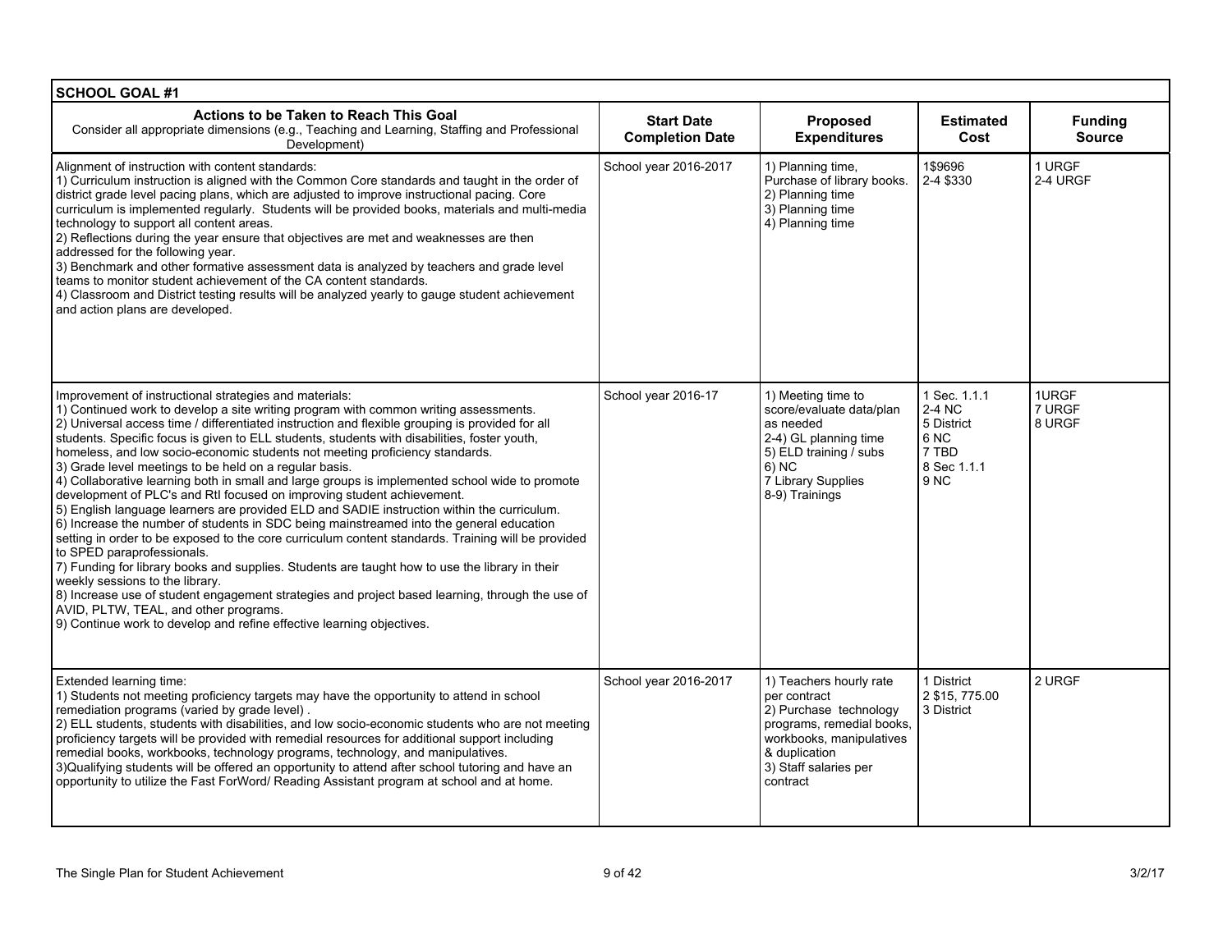| SCHOOL GOAL #1 | | | | |
|---|---|---|---|---|
| **Actions to be Taken to Reach This Goal**<br>Consider all appropriate dimensions (e.g., Teaching and Learning, Staffing and Professional Development) | **Start Date Completion Date** | **Proposed Expenditures** | **Estimated Cost** | **Funding Source** |
| Alignment of instruction with content standards:<br>1) Curriculum instruction is aligned with the Common Core standards and taught in the order of district grade level pacing plans, which are adjusted to improve instructional pacing. Core curriculum is implemented regularly. Students will be provided books, materials and multi-media technology to support all content areas.<br>2) Reflections during the year ensure that objectives are met and weaknesses are then addressed for the following year.<br>3) Benchmark and other formative assessment data is analyzed by teachers and grade level teams to monitor student achievement of the CA content standards.<br>4) Classroom and District testing results will be analyzed yearly to gauge student achievement and action plans are developed. | School year 2016-2017 | 1) Planning time, Purchase of library books.<br>2) Planning time<br>3) Planning time<br>4) Planning time | 1$9696<br>2-4 $330 | 1 URGF<br>2-4 URGF |
| Improvement of instructional strategies and materials:<br>1) Continued work to develop a site writing program with common writing assessments.<br>2) Universal access time / differentiated instruction and flexible grouping is provided for all students. Specific focus is given to ELL students, students with disabilities, foster youth, homeless, and low socio-economic students not meeting proficiency standards.<br>3) Grade level meetings to be held on a regular basis.<br>4) Collaborative learning both in small and large groups is implemented school wide to promote development of PLC's and RtI focused on improving student achievement.<br>5) English language learners are provided ELD and SADIE instruction within the curriculum.<br>6) Increase the number of students in SDC being mainstreamed into the general education setting in order to be exposed to the core curriculum content standards. Training will be provided to SPED paraprofessionals.<br>7) Funding for library books and supplies. Students are taught how to use the library in their weekly sessions to the library.<br>8) Increase use of student engagement strategies and project based learning, through the use of AVID, PLTW, TEAL, and other programs.<br>9) Continue work to develop and refine effective learning objectives. | School year 2016-17 | 1) Meeting time to score/evaluate data/plan as needed<br>2-4) GL planning time<br>5) ELD training / subs<br>6) NC<br>7 Library Supplies<br>8-9) Trainings | 1 Sec. 1.1.1<br>2-4 NC<br>5 District<br>6 NC<br>7 TBD<br>8 Sec 1.1.1<br>9 NC | 1URGF<br>7 URGF<br>8 URGF |
| Extended learning time:<br>1) Students not meeting proficiency targets may have the opportunity to attend in school remediation programs (varied by grade level) .<br>2) ELL students, students with disabilities, and low socio-economic students who are not meeting proficiency targets will be provided with remedial resources for additional support including remedial books, workbooks, technology programs, technology, and manipulatives.<br>3)Qualifying students will be offered an opportunity to attend after school tutoring and have an opportunity to utilize the Fast ForWord/ Reading Assistant program at school and at home. | School year 2016-2017 | 1) Teachers hourly rate per contract<br>2) Purchase technology programs, remedial books, workbooks, manipulatives & duplication<br>3) Staff salaries per contract | 1 District<br>2 $15, 775.00<br>3 District | 2 URGF |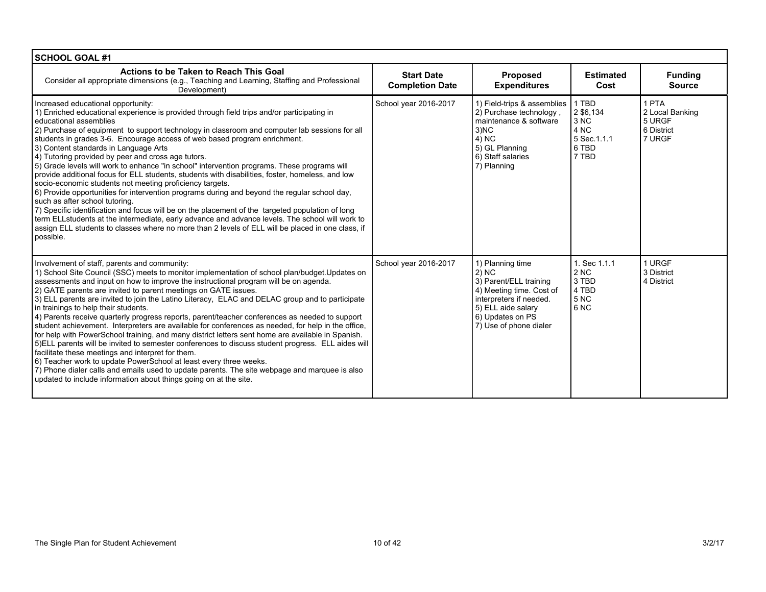| SCHOOL GOAL #1 | | | | |
|---|---|---|---|---|
| **Actions to be Taken to Reach This Goal**<br>Consider all appropriate dimensions (e.g., Teaching and Learning, Staffing and Professional Development) | **Start Date Completion Date** | **Proposed Expenditures** | **Estimated Cost** | **Funding Source** |
| Increased educational opportunity:<br>1) Enriched educational experience is provided through field trips and/or participating in educational assemblies<br>2) Purchase of equipment to support technology in classroom and computer lab sessions for all students in grades 3-6. Encourage access of web based program enrichment.<br>3) Content standards in Language Arts<br>4) Tutoring provided by peer and cross age tutors.<br>5) Grade levels will work to enhance "in school" intervention programs. These programs will provide additional focus for ELL students, students with disabilities, foster, homeless, and low socio-economic students not meeting proficiency targets.<br>6) Provide opportunities for intervention programs during and beyond the regular school day, such as after school tutoring.<br>7) Specific identification and focus will be on the placement of the targeted population of long term ELLstudents at the intermediate, early advance and advance levels. The school will work to assign ELL students to classes where no more than 2 levels of ELL will be placed in one class, if possible. | School year 2016-2017 | 1) Field-trips & assemblies<br>2) Purchase technology , maintenance & software<br>3)NC<br>4) NC<br>5) GL Planning<br>6) Staff salaries<br>7) Planning | 1 TBD<br>2 $6,134<br>3 NC<br>4 NC<br>5 Sec.1.1.1<br>6 TBD<br>7 TBD | 1 PTA<br>2 Local Banking<br>5 URGF<br>6 District<br>7 URGF |
| Involvement of staff, parents and community:<br>1) School Site Council (SSC) meets to monitor implementation of school plan/budget.Updates on assessments and input on how to improve the instructional program will be on agenda.<br>2) GATE parents are invited to parent meetings on GATE issues.<br>3) ELL parents are invited to join the Latino Literacy, ELAC and DELAC group and to participate in trainings to help their students.<br>4) Parents receive quarterly progress reports, parent/teacher conferences as needed to support student achievement. Interpreters are available for conferences as needed, for help in the office, for help with PowerSchool training, and many district letters sent home are available in Spanish.<br>5)ELL parents will be invited to semester conferences to discuss student progress. ELL aides will facilitate these meetings and interpret for them.<br>6) Teacher work to update PowerSchool at least every three weeks.<br>7) Phone dialer calls and emails used to update parents. The site webpage and marquee is also updated to include information about things going on at the site. | School year 2016-2017 | 1) Planning time<br>2) NC<br>3) Parent/ELL training<br>4) Meeting time. Cost of interpreters if needed.<br>5) ELL aide salary<br>6) Updates on PS<br>7) Use of phone dialer | 1. Sec 1.1.1<br>2 NC<br>3 TBD<br>4 TBD<br>5 NC<br>6 NC | 1 URGF<br>3 District<br>4 District |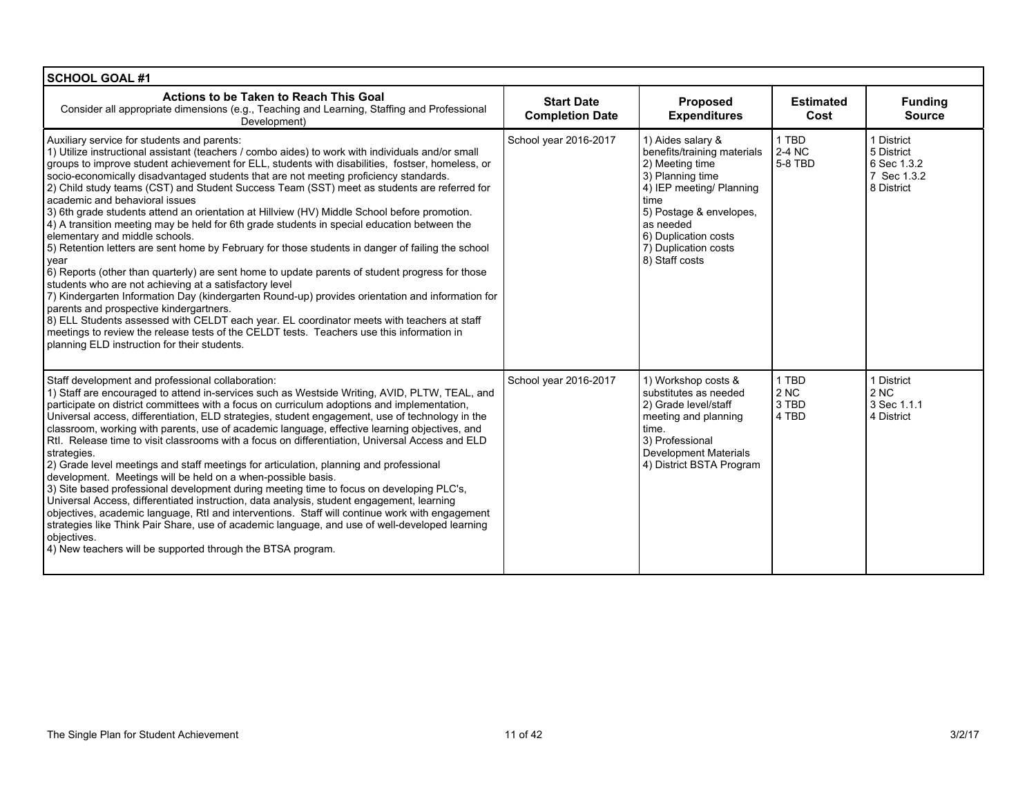| SCHOOL GOAL #1 | | | | |
|---|---|---|---|---|
| **Actions to be Taken to Reach This Goal**<br>Consider all appropriate dimensions (e.g., Teaching and Learning, Staffing and Professional Development) | **Start Date Completion Date** | **Proposed Expenditures** | **Estimated Cost** | **Funding Source** |
| Auxiliary service for students and parents:<br>1) Utilize instructional assistant (teachers / combo aides) to work with individuals and/or small groups to improve student achievement for ELL, students with disabilities, fostser, homeless, or socio-economically disadvantaged students that are not meeting proficiency standards.<br>2) Child study teams (CST) and Student Success Team (SST) meet as students are referred for academic and behavioral issues<br>3) 6th grade students attend an orientation at Hillview (HV) Middle School before promotion.<br>4) A transition meeting may be held for 6th grade students in special education between the elementary and middle schools.<br>5) Retention letters are sent home by February for those students in danger of failing the school year<br>6) Reports (other than quarterly) are sent home to update parents of student progress for those students who are not achieving at a satisfactory level<br>7) Kindergarten Information Day (kindergarten Round-up) provides orientation and information for parents and prospective kindergartners.<br>8) ELL Students assessed with CELDT each year. EL coordinator meets with teachers at staff meetings to review the release tests of the CELDT tests. Teachers use this information in planning ELD instruction for their students. | School year 2016-2017 | 1) Aides salary & benefits/training materials<br>2) Meeting time<br>3) Planning time<br>4) IEP meeting/ Planning time<br>5) Postage & envelopes, as needed<br>6) Duplication costs<br>7) Duplication costs<br>8) Staff costs | 1 TBD<br>2-4 NC<br>5-8 TBD | 1 District<br>5 District<br>6 Sec 1.3.2<br>7 Sec 1.3.2<br>8 District |
| Staff development and professional collaboration:<br>1) Staff are encouraged to attend in-services such as Westside Writing, AVID, PLTW, TEAL, and participate on district committees with a focus on curriculum adoptions and implementation, Universal access, differentiation, ELD strategies, student engagement, use of technology in the classroom, working with parents, use of academic language, effective learning objectives, and RtI. Release time to visit classrooms with a focus on differentiation, Universal Access and ELD strategies.<br>2) Grade level meetings and staff meetings for articulation, planning and professional development. Meetings will be held on a when-possible basis.<br>3) Site based professional development during meeting time to focus on developing PLC's, Universal Access, differentiated instruction, data analysis, student engagement, learning objectives, academic language, RtI and interventions. Staff will continue work with engagement strategies like Think Pair Share, use of academic language, and use of well-developed learning objectives.<br>4) New teachers will be supported through the BTSA program. | School year 2016-2017 | 1) Workshop costs & substitutes as needed<br>2) Grade level/staff meeting and planning time.<br>3) Professional Development Materials<br>4) District BSTA Program | 1 TBD<br>2 NC<br>3 TBD<br>4 TBD | 1 District<br>2 NC<br>3 Sec 1.1.1<br>4 District |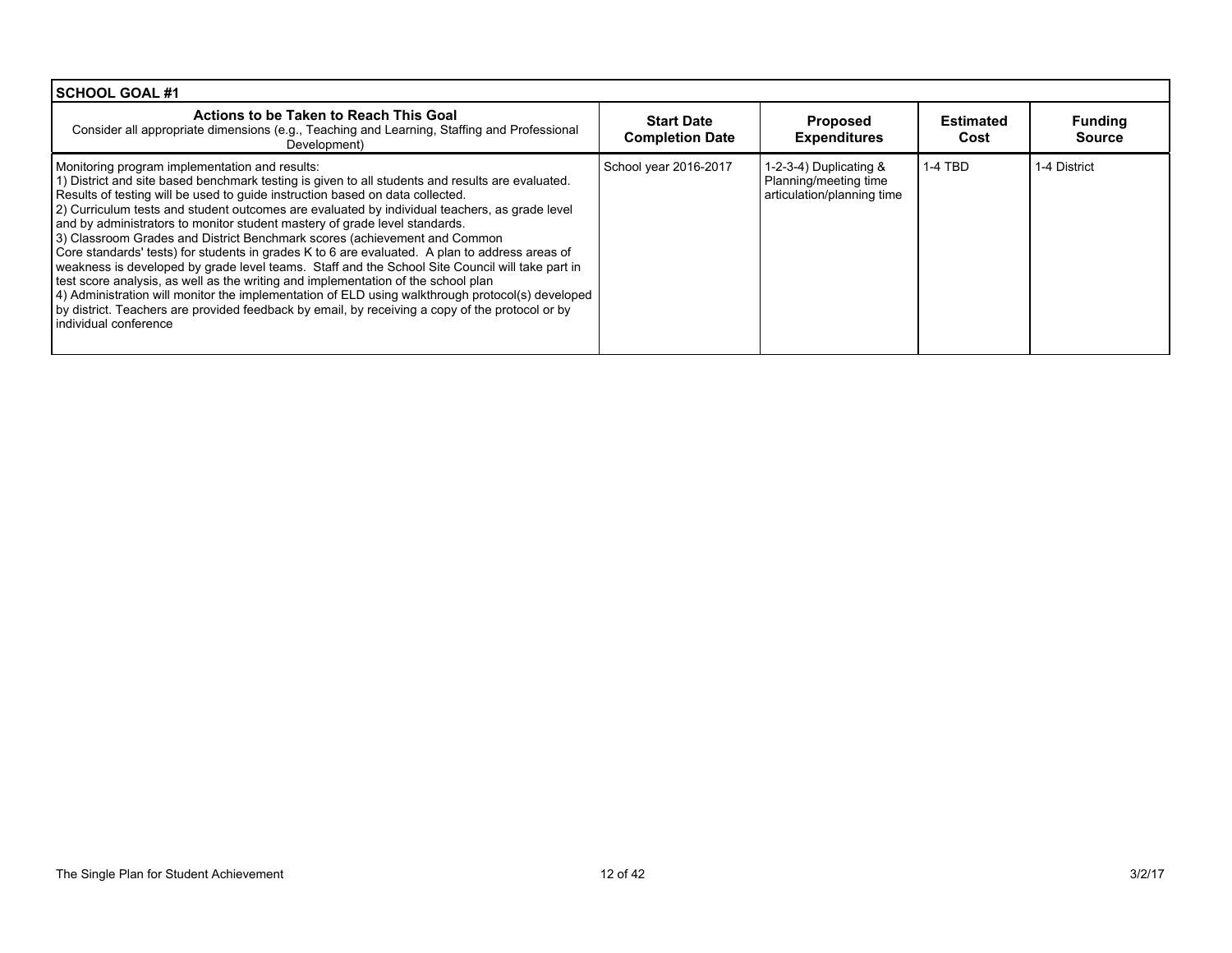| SCHOOL GOAL #1 | | | | |
|---|---|---|---|---|
| **Actions to be Taken to Reach This Goal**<br>Consider all appropriate dimensions (e.g., Teaching and Learning, Staffing and Professional Development) | **Start Date Completion Date** | **Proposed Expenditures** | **Estimated Cost** | **Funding Source** |
| Monitoring program implementation and results:<br>1) District and site based benchmark testing is given to all students and results are evaluated. Results of testing will be used to guide instruction based on data collected.<br>2) Curriculum tests and student outcomes are evaluated by individual teachers, as grade level and by administrators to monitor student mastery of grade level standards.<br>3) Classroom Grades and District Benchmark scores (achievement and Common Core standards' tests) for students in grades K to 6 are evaluated. A plan to address areas of weakness is developed by grade level teams. Staff and the School Site Council will take part in test score analysis, as well as the writing and implementation of the school plan<br>4) Administration will monitor the implementation of ELD using walkthrough protocol(s) developed by district. Teachers are provided feedback by email, by receiving a copy of the protocol or by individual conference | School year 2016-2017 | 1-2-3-4) Duplicating & Planning/meeting time articulation/planning time | 1-4 TBD | 1-4 District |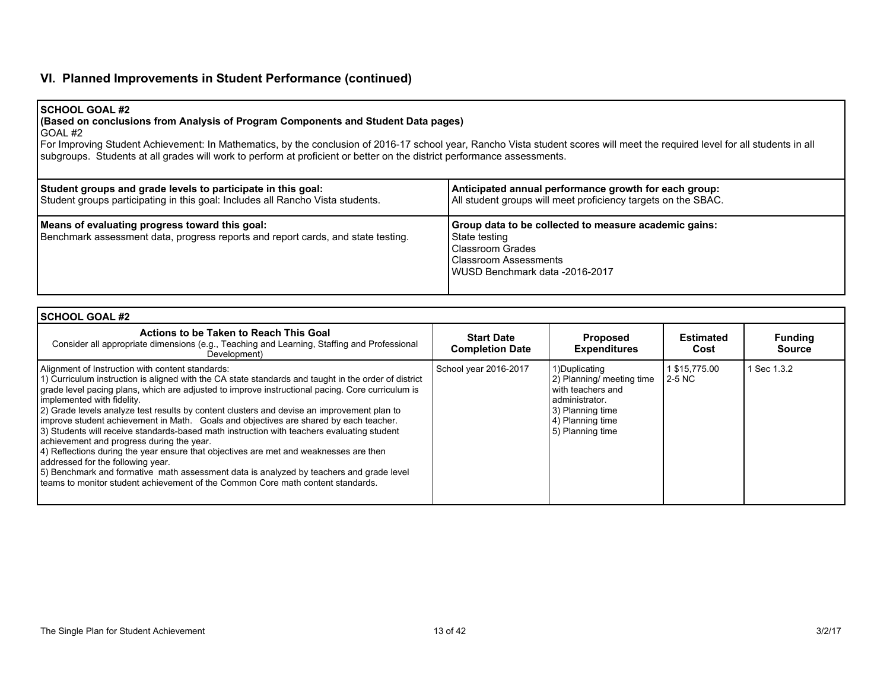## VI. Planned Improvements in Student Performance (continued)

| **SCHOOL GOAL #2**<br>**(Based on conclusions from Analysis of Program Components and Student Data pages)**<br>GOAL #2<br>For Improving Student Achievement: In Mathematics, by the conclusion of 2016-17 school year, Rancho Vista student scores will meet the required level for all students in all subgroups. Students at all grades will work to perform at proficient or better on the district performance assessments. | |
|---|---|
| **Student groups and grade levels to participate in this goal:**<br>Student groups participating in this goal: Includes all Rancho Vista students. | **Anticipated annual performance growth for each group:**<br>All student groups will meet proficiency targets on the SBAC. |
| **Means of evaluating progress toward this goal:**<br>Benchmark assessment data, progress reports and report cards, and state testing. | **Group data to be collected to measure academic gains:**<br>State testing<br>Classroom Grades<br>Classroom Assessments<br>WUSD Benchmark data -2016-2017 |

**SCHOOL GOAL #2**

| **Actions to be Taken to Reach This Goal**<br>Consider all appropriate dimensions (e.g., Teaching and Learning, Staffing and Professional Development) | **Start Date Completion Date** | **Proposed Expenditures** | **Estimated Cost** | **Funding Source** |
|---|---|---|---|---|
| Alignment of Instruction with content standards:<br>1) Curriculum instruction is aligned with the CA state standards and taught in the order of district grade level pacing plans, which are adjusted to improve instructional pacing. Core curriculum is implemented with fidelity.<br>2) Grade levels analyze test results by content clusters and devise an improvement plan to improve student achievement in Math. Goals and objectives are shared by each teacher.<br>3) Students will receive standards-based math instruction with teachers evaluating student achievement and progress during the year.<br>4) Reflections during the year ensure that objectives are met and weaknesses are then addressed for the following year.<br>5) Benchmark and formative math assessment data is analyzed by teachers and grade level teams to monitor student achievement of the Common Core math content standards. | School year 2016-2017 | 1)Duplicating<br>2) Planning/ meeting time with teachers and administrator.<br>3) Planning time<br>4) Planning time<br>5) Planning time | 1 $15,775.00<br>2-5 NC | 1 Sec 1.3.2 |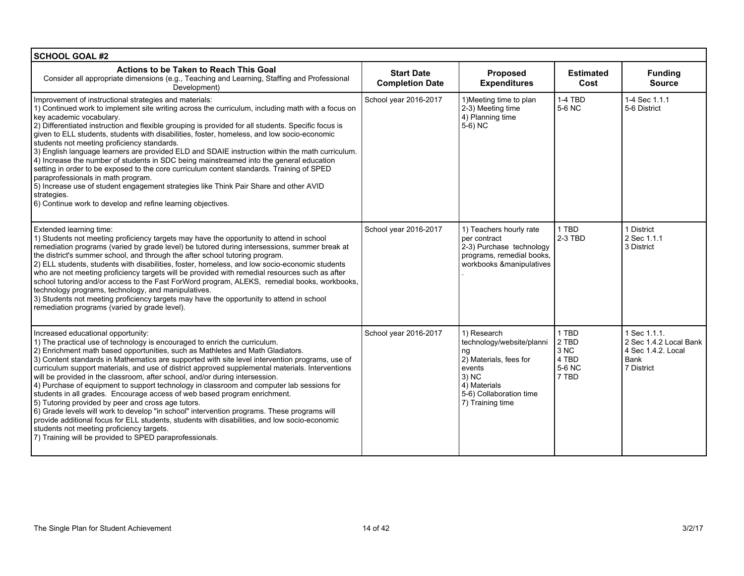| SCHOOL GOAL #2 | | | | |
|---|---|---|---|---|
| **Actions to be Taken to Reach This Goal**<br>Consider all appropriate dimensions (e.g., Teaching and Learning, Staffing and Professional Development) | **Start Date Completion Date** | **Proposed Expenditures** | **Estimated Cost** | **Funding Source** |
| Improvement of instructional strategies and materials:<br>1) Continued work to implement site writing across the curriculum, including math with a focus on key academic vocabulary.<br>2) Differentiated instruction and flexible grouping is provided for all students. Specific focus is given to ELL students, students with disabilities, foster, homeless, and low socio-economic students not meeting proficiency standards.<br>3) English language learners are provided ELD and SDAIE instruction within the math curriculum.<br>4) Increase the number of students in SDC being mainstreamed into the general education setting in order to be exposed to the core curriculum content standards. Training of SPED paraprofessionals in math program.<br>5) Increase use of student engagement strategies like Think Pair Share and other AVID strategies.<br>6) Continue work to develop and refine learning objectives. | School year 2016-2017 | 1)Meeting time to plan<br>2-3) Meeting time<br>4) Planning time<br>5-6) NC | 1-4 TBD<br>5-6 NC | 1-4 Sec 1.1.1<br>5-6 District |
| Extended learning time:<br>1) Students not meeting proficiency targets may have the opportunity to attend in school remediation programs (varied by grade level) be tutored during intersessions, summer break at the district's summer school, and through the after school tutoring program.<br>2) ELL students, students with disabilities, foster, homeless, and low socio-economic students who are not meeting proficiency targets will be provided with remedial resources such as after school tutoring and/or access to the Fast ForWord program, ALEKS, remedial books, workbooks, technology programs, technology, and manipulatives.<br>3) Students not meeting proficiency targets may have the opportunity to attend in school remediation programs (varied by grade level). | School year 2016-2017 | 1) Teachers hourly rate per contract<br>2-3) Purchase technology programs, remedial books, workbooks &manipulatives<br>. | 1 TBD<br>2-3 TBD | 1 District<br>2 Sec 1.1.1<br>3 District |
| Increased educational opportunity:<br>1) The practical use of technology is encouraged to enrich the curriculum.<br>2) Enrichment math based opportunities, such as Mathletes and Math Gladiators.<br>3) Content standards in Mathematics are supported with site level intervention programs, use of curriculum support materials, and use of district approved supplemental materials. Interventions will be provided in the classroom, after school, and/or during intersession.<br>4) Purchase of equipment to support technology in classroom and computer lab sessions for students in all grades. Encourage access of web based program enrichment.<br>5) Tutoring provided by peer and cross age tutors.<br>6) Grade levels will work to develop "in school" intervention programs. These programs will provide additional focus for ELL students, students with disabilities, and low socio-economic students not meeting proficiency targets.<br>7) Training will be provided to SPED paraprofessionals. | School year 2016-2017 | 1) Research technology/website/planning<br>2) Materials, fees for events<br>3) NC<br>4) Materials<br>5-6) Collaboration time<br>7) Training time | 1 TBD<br>2 TBD<br>3 NC<br>4 TBD<br>5-6 NC<br>7 TBD | 1 Sec 1.1.1.<br>2 Sec 1.4.2 Local Bank<br>4 Sec 1.4.2. Local Bank<br>7 District |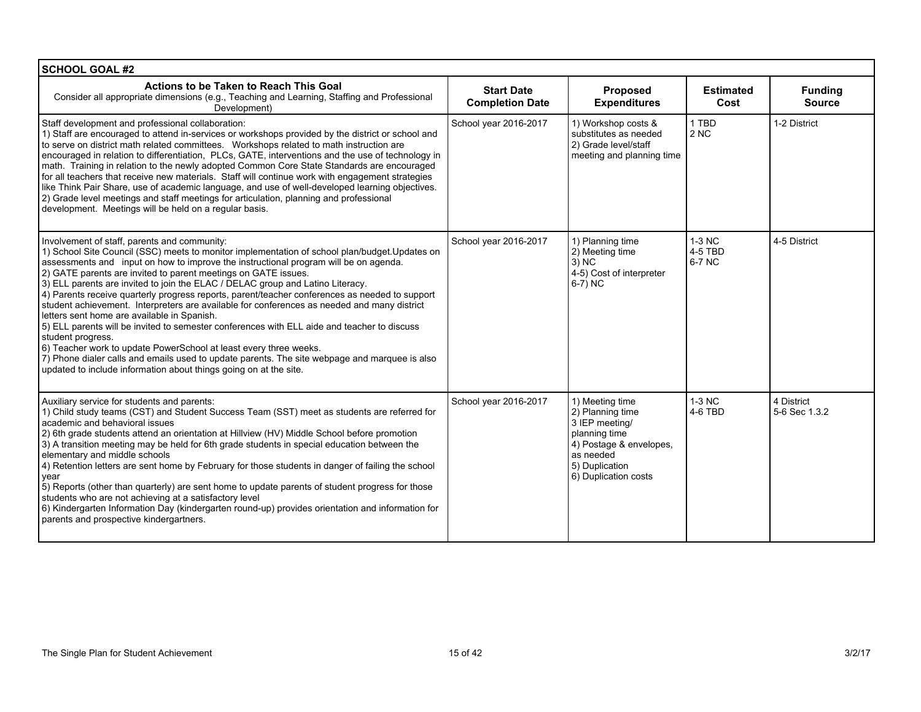| SCHOOL GOAL #2 | | | | |
|---|---|---|---|---|
| **Actions to be Taken to Reach This Goal**<br>Consider all appropriate dimensions (e.g., Teaching and Learning, Staffing and Professional Development) | **Start Date Completion Date** | **Proposed Expenditures** | **Estimated Cost** | **Funding Source** |
| Staff development and professional collaboration:<br>1) Staff are encouraged to attend in-services or workshops provided by the district or school and to serve on district math related committees. Workshops related to math instruction are encouraged in relation to differentiation, PLCs, GATE, interventions and the use of technology in math. Training in relation to the newly adopted Common Core State Standards are encouraged for all teachers that receive new materials. Staff will continue work with engagement strategies like Think Pair Share, use of academic language, and use of well-developed learning objectives.<br>2) Grade level meetings and staff meetings for articulation, planning and professional development. Meetings will be held on a regular basis. | School year 2016-2017 | 1) Workshop costs & substitutes as needed<br>2) Grade level/staff meeting and planning time | 1 TBD<br>2 NC | 1-2 District |
| Involvement of staff, parents and community:<br>1) School Site Council (SSC) meets to monitor implementation of school plan/budget.Updates on assessments and input on how to improve the instructional program will be on agenda.<br>2) GATE parents are invited to parent meetings on GATE issues.<br>3) ELL parents are invited to join the ELAC / DELAC group and Latino Literacy.<br>4) Parents receive quarterly progress reports, parent/teacher conferences as needed to support student achievement. Interpreters are available for conferences as needed and many district letters sent home are available in Spanish.<br>5) ELL parents will be invited to semester conferences with ELL aide and teacher to discuss student progress.<br>6) Teacher work to update PowerSchool at least every three weeks.<br>7) Phone dialer calls and emails used to update parents. The site webpage and marquee is also updated to include information about things going on at the site. | School year 2016-2017 | 1) Planning time<br>2) Meeting time<br>3) NC<br>4-5) Cost of interpreter<br>6-7) NC | 1-3 NC<br>4-5 TBD<br>6-7 NC | 4-5 District |
| Auxiliary service for students and parents:<br>1) Child study teams (CST) and Student Success Team (SST) meet as students are referred for academic and behavioral issues<br>2) 6th grade students attend an orientation at Hillview (HV) Middle School before promotion<br>3) A transition meeting may be held for 6th grade students in special education between the elementary and middle schools<br>4) Retention letters are sent home by February for those students in danger of failing the school year<br>5) Reports (other than quarterly) are sent home to update parents of student progress for those students who are not achieving at a satisfactory level<br>6) Kindergarten Information Day (kindergarten round-up) provides orientation and information for parents and prospective kindergartners. | School year 2016-2017 | 1) Meeting time<br>2) Planning time<br>3 IEP meeting/ planning time<br>4) Postage & envelopes, as needed<br>5) Duplication<br>6) Duplication costs | 1-3 NC<br>4-6 TBD | 4 District<br>5-6 Sec 1.3.2 |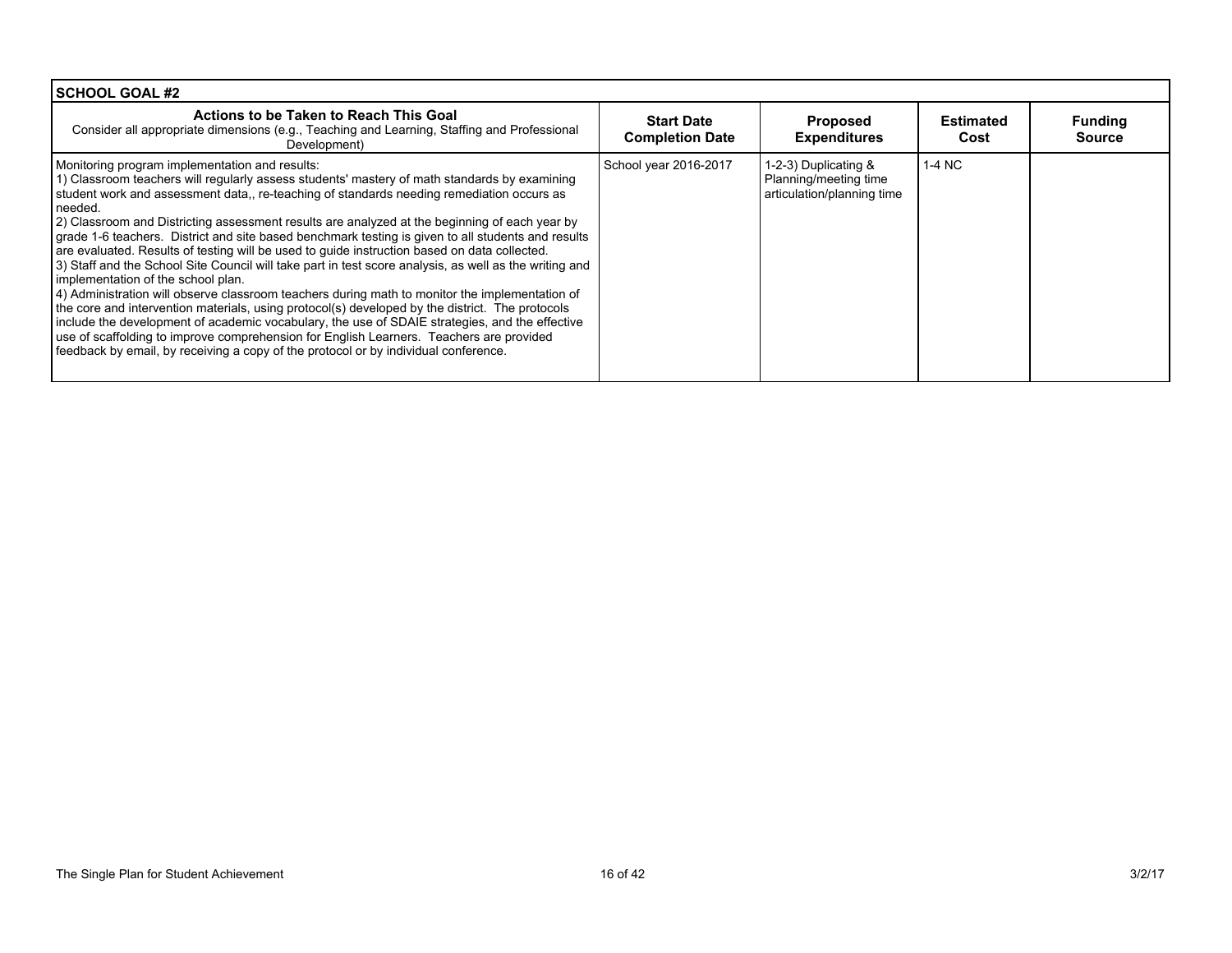| SCHOOL GOAL #2 | | | | |
|---|---|---|---|---|
| **Actions to be Taken to Reach This Goal**<br>Consider all appropriate dimensions (e.g., Teaching and Learning, Staffing and Professional Development) | **Start Date Completion Date** | **Proposed Expenditures** | **Estimated Cost** | **Funding Source** |
| Monitoring program implementation and results:<br>1) Classroom teachers will regularly assess students' mastery of math standards by examining student work and assessment data,, re-teaching of standards needing remediation occurs as needed.<br>2) Classroom and Districting assessment results are analyzed at the beginning of each year by grade 1-6 teachers. District and site based benchmark testing is given to all students and results are evaluated. Results of testing will be used to guide instruction based on data collected.<br>3) Staff and the School Site Council will take part in test score analysis, as well as the writing and implementation of the school plan.<br>4) Administration will observe classroom teachers during math to monitor the implementation of the core and intervention materials, using protocol(s) developed by the district. The protocols include the development of academic vocabulary, the use of SDAIE strategies, and the effective use of scaffolding to improve comprehension for English Learners. Teachers are provided feedback by email, by receiving a copy of the protocol or by individual conference. | School year 2016-2017 | 1-2-3) Duplicating & Planning/meeting time articulation/planning time | 1-4 NC | |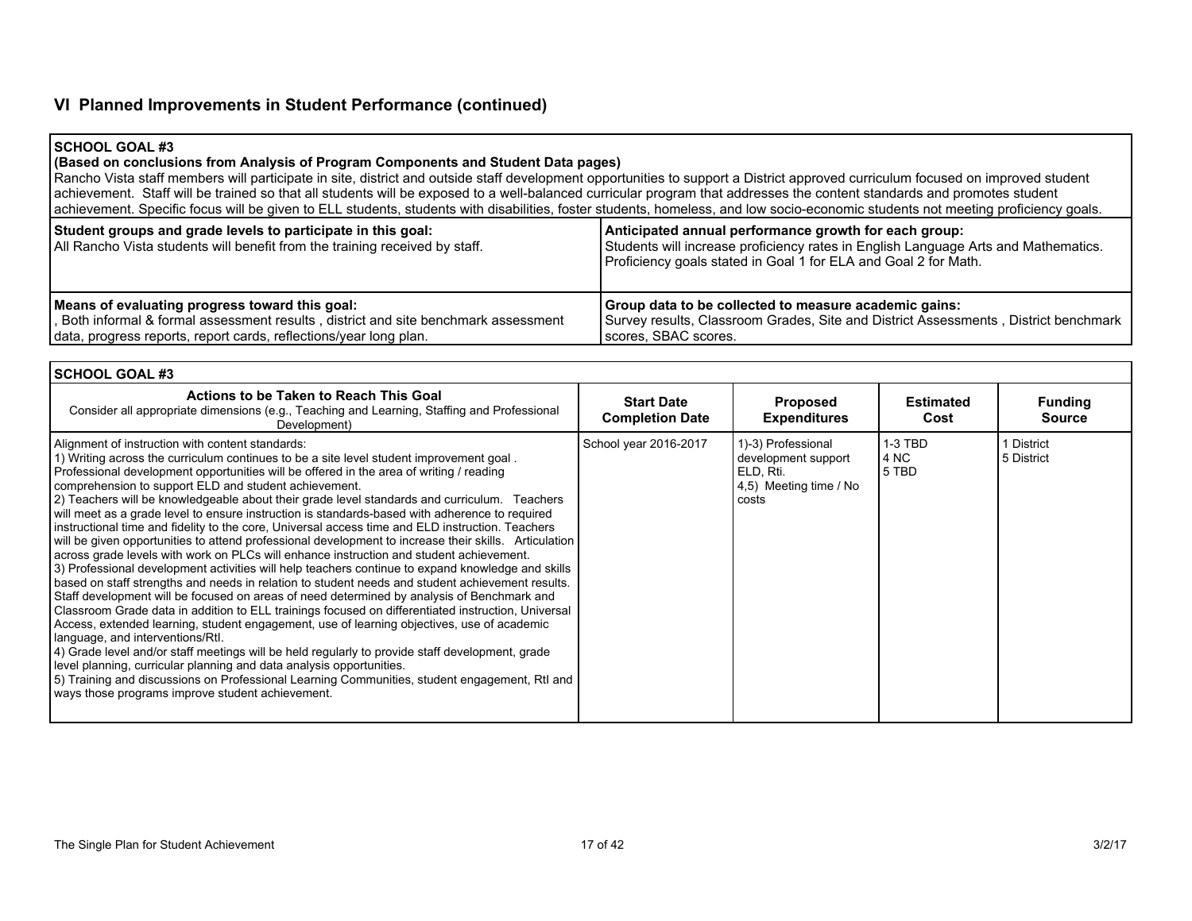## VI Planned Improvements in Student Performance (continued)

| **SCHOOL GOAL #3**<br>**(Based on conclusions from Analysis of Program Components and Student Data pages)**<br>Rancho Vista staff members will participate in site, district and outside staff development opportunities to support a District approved curriculum focused on improved student achievement. Staff will be trained so that all students will be exposed to a well-balanced curricular program that addresses the content standards and promotes student achievement. Specific focus will be given to ELL students, students with disabilities, foster students, homeless, and low socio-economic students not meeting proficiency goals. | |
|---|---|
| **Student groups and grade levels to participate in this goal:**<br>All Rancho Vista students will benefit from the training received by staff. | **Anticipated annual performance growth for each group:**<br>Students will increase proficiency rates in English Language Arts and Mathematics. Proficiency goals stated in Goal 1 for ELA and Goal 2 for Math. |
| **Means of evaluating progress toward this goal:**<br>, Both informal & formal assessment results , district and site benchmark assessment data, progress reports, report cards, reflections/year long plan. | **Group data to be collected to measure academic gains:**<br>Survey results, Classroom Grades, Site and District Assessments , District benchmark scores, SBAC scores. |

**SCHOOL GOAL #3**

| **Actions to be Taken to Reach This Goal**<br>Consider all appropriate dimensions (e.g., Teaching and Learning, Staffing and Professional Development) | **Start Date Completion Date** | **Proposed Expenditures** | **Estimated Cost** | **Funding Source** |
|---|---|---|---|---|
| Alignment of instruction with content standards:<br>1) Writing across the curriculum continues to be a site level student improvement goal . Professional development opportunities will be offered in the area of writing / reading comprehension to support ELD and student achievement.<br>2) Teachers will be knowledgeable about their grade level standards and curriculum. Teachers will meet as a grade level to ensure instruction is standards-based with adherence to required instructional time and fidelity to the core, Universal access time and ELD instruction. Teachers will be given opportunities to attend professional development to increase their skills. Articulation across grade levels with work on PLCs will enhance instruction and student achievement.<br>3) Professional development activities will help teachers continue to expand knowledge and skills based on staff strengths and needs in relation to student needs and student achievement results. Staff development will be focused on areas of need determined by analysis of Benchmark and Classroom Grade data in addition to ELL trainings focused on differentiated instruction, Universal Access, extended learning, student engagement, use of learning objectives, use of academic language, and interventions/RtI.<br>4) Grade level and/or staff meetings will be held regularly to provide staff development, grade level planning, curricular planning and data analysis opportunities.<br>5) Training and discussions on Professional Learning Communities, student engagement, RtI and ways those programs improve student achievement. | School year 2016-2017 | 1)-3) Professional development support ELD, Rti.<br>4,5) Meeting time / No costs | 1-3 TBD<br>4 NC<br>5 TBD | 1 District<br>5 District |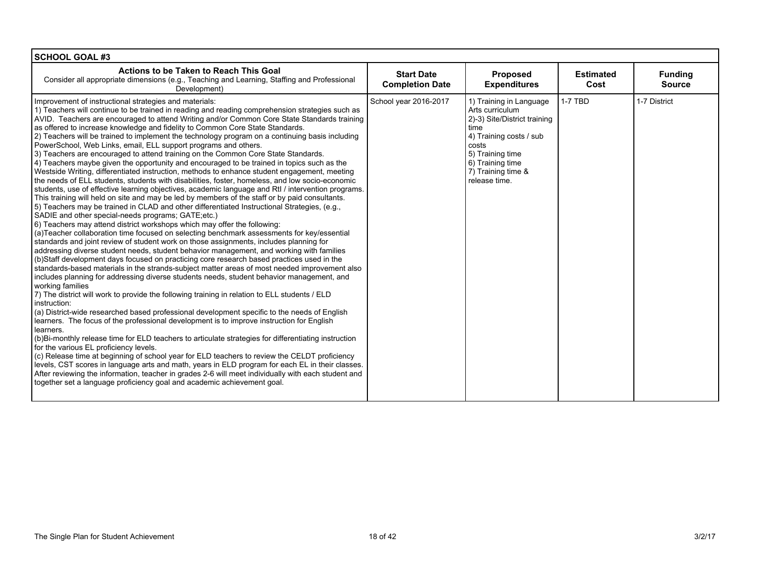| SCHOOL GOAL #3 | | | | |
|---|---|---|---|---|
| **Actions to be Taken to Reach This Goal**<br>Consider all appropriate dimensions (e.g., Teaching and Learning, Staffing and Professional Development) | **Start Date Completion Date** | **Proposed Expenditures** | **Estimated Cost** | **Funding Source** |
| Improvement of instructional strategies and materials:<br>1) Teachers will continue to be trained in reading and reading comprehension strategies such as AVID. Teachers are encouraged to attend Writing and/or Common Core State Standards training as offered to increase knowledge and fidelity to Common Core State Standards.<br>2) Teachers will be trained to implement the technology program on a continuing basis including PowerSchool, Web Links, email, ELL support programs and others.<br>3) Teachers are encouraged to attend training on the Common Core State Standards.<br>4) Teachers maybe given the opportunity and encouraged to be trained in topics such as the Westside Writing, differentiated instruction, methods to enhance student engagement, meeting the needs of ELL students, students with disabilities, foster, homeless, and low socio-economic students, use of effective learning objectives, academic language and RtI / intervention programs. This training will held on site and may be led by members of the staff or by paid consultants.<br>5) Teachers may be trained in CLAD and other differentiated Instructional Strategies, (e.g., SADIE and other special-needs programs; GATE;etc.)<br>6) Teachers may attend district workshops which may offer the following:<br>(a)Teacher collaboration time focused on selecting benchmark assessments for key/essential standards and joint review of student work on those assignments, includes planning for addressing diverse student needs, student behavior management, and working with families<br>(b)Staff development days focused on practicing core research based practices used in the standards-based materials in the strands-subject matter areas of most needed improvement also includes planning for addressing diverse students needs, student behavior management, and working families<br>7) The district will work to provide the following training in relation to ELL students / ELD instruction:<br>(a) District-wide researched based professional development specific to the needs of English learners. The focus of the professional development is to improve instruction for English learners.<br>(b)Bi-monthly release time for ELD teachers to articulate strategies for differentiating instruction for the various EL proficiency levels.<br>(c) Release time at beginning of school year for ELD teachers to review the CELDT proficiency levels, CST scores in language arts and math, years in ELD program for each EL in their classes. After reviewing the information, teacher in grades 2-6 will meet individually with each student and together set a language proficiency goal and academic achievement goal. | School year 2016-2017 | 1) Training in Language Arts curriculum<br>2)-3) Site/District training time<br>4) Training costs / sub costs<br>5) Training time<br>6) Training time<br>7) Training time & release time. | 1-7 TBD | 1-7 District |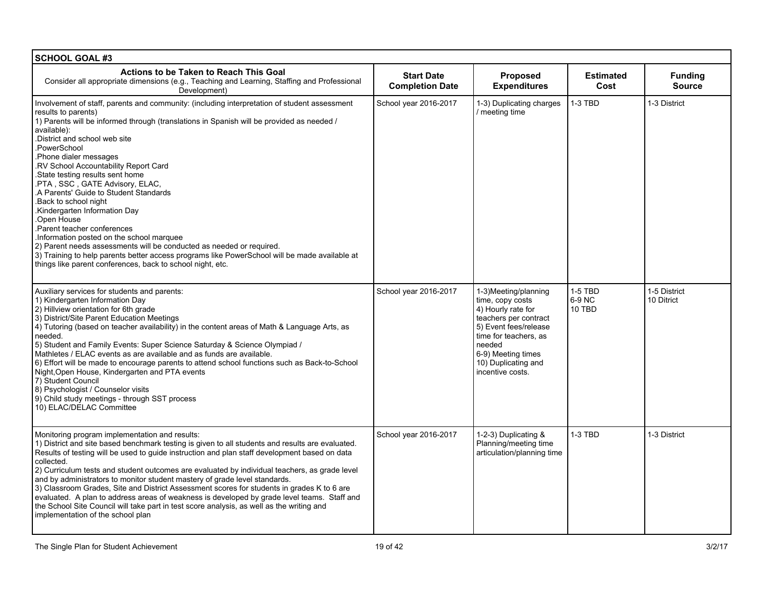| SCHOOL GOAL #3 | | | | |
|---|---|---|---|---|
| **Actions to be Taken to Reach This Goal**<br>Consider all appropriate dimensions (e.g., Teaching and Learning, Staffing and Professional Development) | **Start Date Completion Date** | **Proposed Expenditures** | **Estimated Cost** | **Funding Source** |
| Involvement of staff, parents and community: (including interpretation of student assessment results to parents)<br>1) Parents will be informed through (translations in Spanish will be provided as needed / available):<br>.District and school web site<br>.PowerSchool<br>.Phone dialer messages<br>.RV School Accountability Report Card<br>.State testing results sent home<br>.PTA , SSC , GATE Advisory, ELAC,<br>.A Parents' Guide to Student Standards<br>.Back to school night<br>.Kindergarten Information Day<br>.Open House<br>.Parent teacher conferences<br>.Information posted on the school marquee<br>2) Parent needs assessments will be conducted as needed or required.<br>3) Training to help parents better access programs like PowerSchool will be made available at things like parent conferences, back to school night, etc. | School year 2016-2017 | 1-3) Duplicating charges / meeting time | 1-3 TBD | 1-3 District |
| Auxiliary services for students and parents:<br>1) Kindergarten Information Day<br>2) Hillview orientation for 6th grade<br>3) District/Site Parent Education Meetings<br>4) Tutoring (based on teacher availability) in the content areas of Math & Language Arts, as needed.<br>5) Student and Family Events: Super Science Saturday & Science Olympiad / Mathletes / ELAC events as are available and as funds are available.<br>6) Effort will be made to encourage parents to attend school functions such as Back-to-School Night,Open House, Kindergarten and PTA events<br>7) Student Council<br>8) Psychologist / Counselor visits<br>9) Child study meetings - through SST process<br>10) ELAC/DELAC Committee | School year 2016-2017 | 1-3)Meeting/planning time, copy costs<br>4) Hourly rate for teachers per contract<br>5) Event fees/release time for teachers, as needed<br>6-9) Meeting times<br>10) Duplicating and incentive costs. | 1-5 TBD<br>6-9 NC<br>10 TBD | 1-5 District<br>10 Ditrict |
| Monitoring program implementation and results:<br>1) District and site based benchmark testing is given to all students and results are evaluated. Results of testing will be used to guide instruction and plan staff development based on data collected.<br>2) Curriculum tests and student outcomes are evaluated by individual teachers, as grade level and by administrators to monitor student mastery of grade level standards.<br>3) Classroom Grades, Site and District Assessment scores for students in grades K to 6 are evaluated. A plan to address areas of weakness is developed by grade level teams. Staff and the School Site Council will take part in test score analysis, as well as the writing and implementation of the school plan | School year 2016-2017 | 1-2-3) Duplicating & Planning/meeting time articulation/planning time | 1-3 TBD | 1-3 District |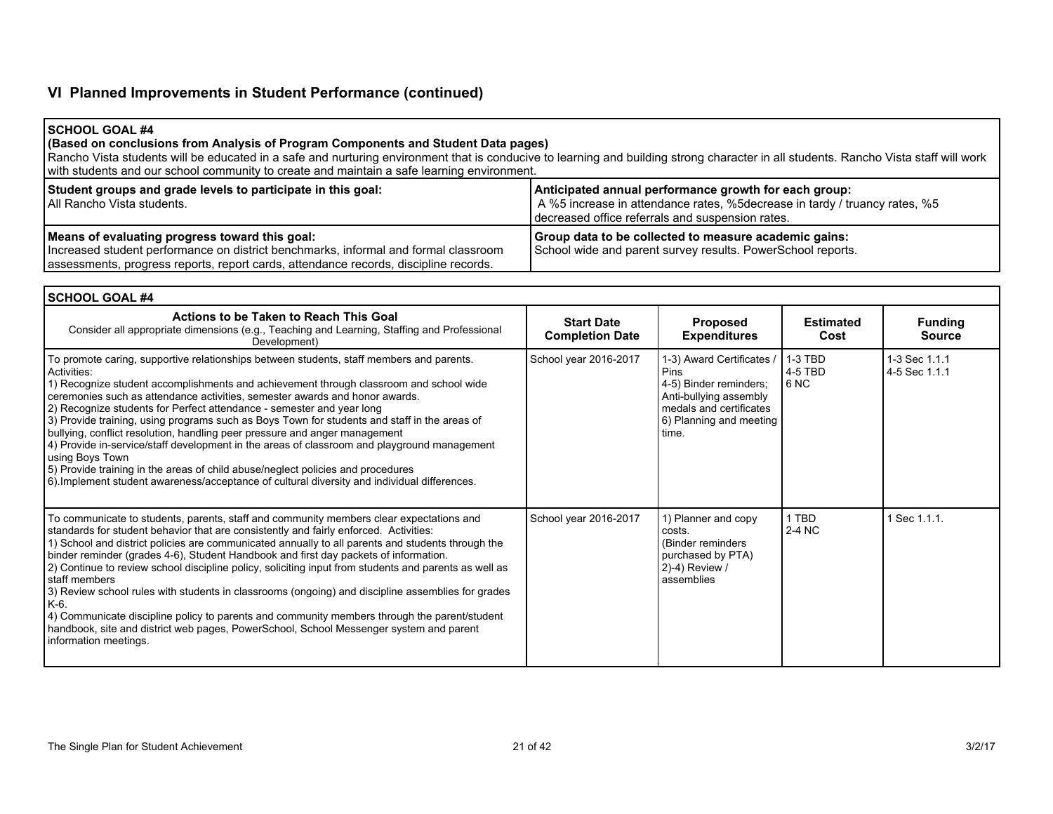## VI Planned Improvements in Student Performance (continued)

| SCHOOL GOAL #4<br>**(Based on conclusions from Analysis of Program Components and Student Data pages)**<br>Rancho Vista students will be educated in a safe and nurturing environment that is conducive to learning and building strong character in all students. Rancho Vista staff will work with students and our school community to create and maintain a safe learning environment. | |
|---|---|
| **Student groups and grade levels to participate in this goal:**<br>All Rancho Vista students. | **Anticipated annual performance growth for each group:**<br>A %5 increase in attendance rates, %5decrease in tardy / truancy rates, %5 decreased office referrals and suspension rates. |
| **Means of evaluating progress toward this goal:**<br>Increased student performance on district benchmarks, informal and formal classroom assessments, progress reports, report cards, attendance records, discipline records. | **Group data to be collected to measure academic gains:**<br>School wide and parent survey results. PowerSchool reports. |

**SCHOOL GOAL #4**

| Actions to be Taken to Reach This Goal<br>Consider all appropriate dimensions (e.g., Teaching and Learning, Staffing and Professional Development) | Start Date<br>Completion Date | Proposed Expenditures | Estimated Cost | Funding Source |
|---|---|---|---|---|
| To promote caring, supportive relationships between students, staff members and parents.<br>Activities:<br>1) Recognize student accomplishments and achievement through classroom and school wide ceremonies such as attendance activities, semester awards and honor awards.<br>2) Recognize students for Perfect attendance - semester and year long<br>3) Provide training, using programs such as Boys Town for students and staff in the areas of bullying, conflict resolution, handling peer pressure and anger management<br>4) Provide in-service/staff development in the areas of classroom and playground management using Boys Town<br>5) Provide training in the areas of child abuse/neglect policies and procedures<br>6).Implement student awareness/acceptance of cultural diversity and individual differences. | School year 2016-2017 | 1-3) Award Certificates / Pins<br>4-5) Binder reminders; Anti-bullying assembly medals and certificates<br>6) Planning and meeting time. | 1-3 TBD<br>4-5 TBD<br>6 NC | 1-3 Sec 1.1.1<br>4-5 Sec 1.1.1 |
| To communicate to students, parents, staff and community members clear expectations and standards for student behavior that are consistently and fairly enforced. Activities:<br>1) School and district policies are communicated annually to all parents and students through the binder reminder (grades 4-6), Student Handbook and first day packets of information.<br>2) Continue to review school discipline policy, soliciting input from students and parents as well as staff members<br>3) Review school rules with students in classrooms (ongoing) and discipline assemblies for grades K-6.<br>4) Communicate discipline policy to parents and community members through the parent/student handbook, site and district web pages, PowerSchool, School Messenger system and parent information meetings. | School year 2016-2017 | 1) Planner and copy costs.<br>(Binder reminders purchased by PTA)<br>2)-4) Review / assemblies | 1 TBD<br>2-4 NC | 1 Sec 1.1.1. |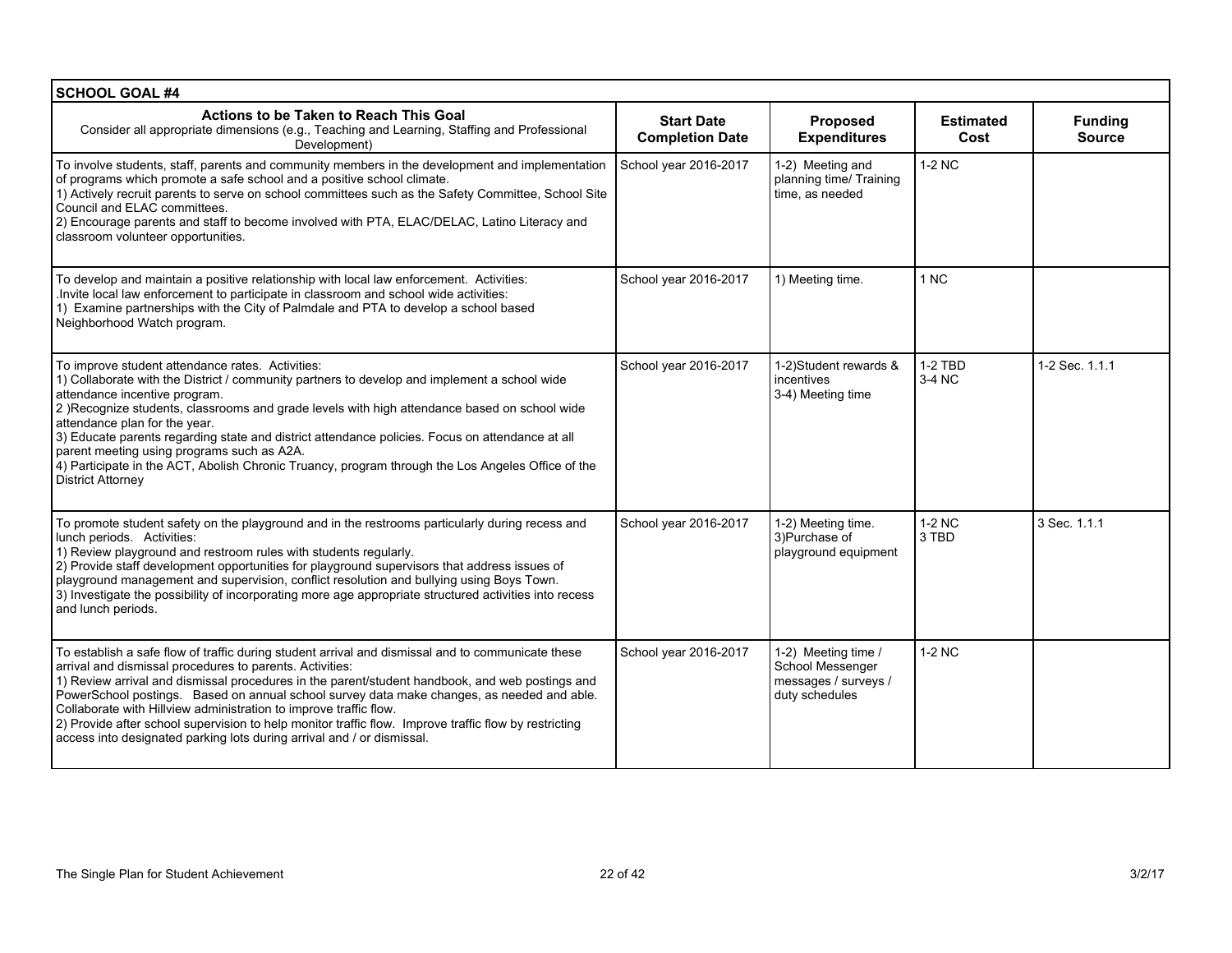## SCHOOL GOAL #4

| Actions to be Taken to Reach This Goal<br>Consider all appropriate dimensions (e.g., Teaching and Learning, Staffing and Professional Development) | Start Date<br>Completion Date | Proposed Expenditures | Estimated Cost | Funding Source |
|---|---|---|---|---|
| To involve students, staff, parents and community members in the development and implementation of programs which promote a safe school and a positive school climate.<br>1) Actively recruit parents to serve on school committees such as the Safety Committee, School Site Council and ELAC committees.<br>2) Encourage parents and staff to become involved with PTA, ELAC/DELAC, Latino Literacy and classroom volunteer opportunities. | School year 2016-2017 | 1-2) Meeting and planning time/ Training time, as needed | 1-2 NC | |
| To develop and maintain a positive relationship with local law enforcement. Activities:<br>.Invite local law enforcement to participate in classroom and school wide activities:<br>1) Examine partnerships with the City of Palmdale and PTA to develop a school based Neighborhood Watch program. | School year 2016-2017 | 1) Meeting time. | 1 NC | |
| To improve student attendance rates. Activities:<br>1) Collaborate with the District / community partners to develop and implement a school wide attendance incentive program.<br>2 )Recognize students, classrooms and grade levels with high attendance based on school wide attendance plan for the year.<br>3) Educate parents regarding state and district attendance policies. Focus on attendance at all parent meeting using programs such as A2A.<br>4) Participate in the ACT, Abolish Chronic Truancy, program through the Los Angeles Office of the District Attorney | School year 2016-2017 | 1-2)Student rewards & incentives<br>3-4) Meeting time | 1-2 TBD<br>3-4 NC | 1-2 Sec. 1.1.1 |
| To promote student safety on the playground and in the restrooms particularly during recess and lunch periods. Activities:<br>1) Review playground and restroom rules with students regularly.<br>2) Provide staff development opportunities for playground supervisors that address issues of playground management and supervision, conflict resolution and bullying using Boys Town.<br>3) Investigate the possibility of incorporating more age appropriate structured activities into recess and lunch periods. | School year 2016-2017 | 1-2) Meeting time.<br>3)Purchase of playground equipment | 1-2 NC<br>3 TBD | 3 Sec. 1.1.1 |
| To establish a safe flow of traffic during student arrival and dismissal and to communicate these arrival and dismissal procedures to parents. Activities:<br>1) Review arrival and dismissal procedures in the parent/student handbook, and web postings and PowerSchool postings. Based on annual school survey data make changes, as needed and able. Collaborate with Hillview administration to improve traffic flow.<br>2) Provide after school supervision to help monitor traffic flow. Improve traffic flow by restricting access into designated parking lots during arrival and / or dismissal. | School year 2016-2017 | 1-2) Meeting time / School Messenger messages / surveys / duty schedules | 1-2 NC | |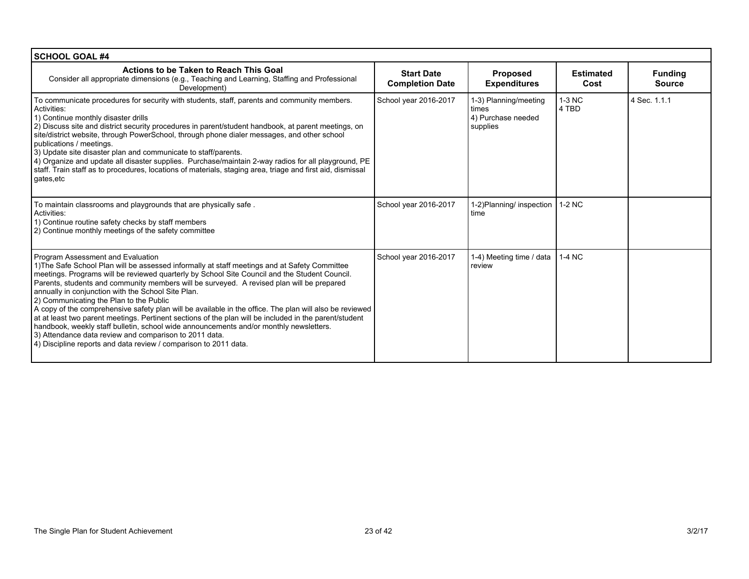| SCHOOL GOAL #4 | | | | |
|---|---|---|---|---|
| **Actions to be Taken to Reach This Goal**<br>Consider all appropriate dimensions (e.g., Teaching and Learning, Staffing and Professional Development) | **Start Date Completion Date** | **Proposed Expenditures** | **Estimated Cost** | **Funding Source** |
| To communicate procedures for security with students, staff, parents and community members.<br>Activities:<br>1) Continue monthly disaster drills<br>2) Discuss site and district security procedures in parent/student handbook, at parent meetings, on site/district website, through PowerSchool, through phone dialer messages, and other school publications / meetings.<br>3) Update site disaster plan and communicate to staff/parents.<br>4) Organize and update all disaster supplies. Purchase/maintain 2-way radios for all playground, PE staff. Train staff as to procedures, locations of materials, staging area, triage and first aid, dismissal gates,etc | School year 2016-2017 | 1-3) Planning/meeting times<br>4) Purchase needed supplies | 1-3 NC<br>4 TBD | 4 Sec. 1.1.1 |
| To maintain classrooms and playgrounds that are physically safe .<br>Activities:<br>1) Continue routine safety checks by staff members<br>2) Continue monthly meetings of the safety committee | School year 2016-2017 | 1-2)Planning/ inspection time | 1-2 NC | |
| Program Assessment and Evaluation<br>1)The Safe School Plan will be assessed informally at staff meetings and at Safety Committee meetings. Programs will be reviewed quarterly by School Site Council and the Student Council. Parents, students and community members will be surveyed. A revised plan will be prepared annually in conjunction with the School Site Plan.<br>2) Communicating the Plan to the Public<br>A copy of the comprehensive safety plan will be available in the office. The plan will also be reviewed at at least two parent meetings. Pertinent sections of the plan will be included in the parent/student handbook, weekly staff bulletin, school wide announcements and/or monthly newsletters.<br>3) Attendance data review and comparison to 2011 data.<br>4) Discipline reports and data review / comparison to 2011 data. | School year 2016-2017 | 1-4) Meeting time / data review | 1-4 NC | |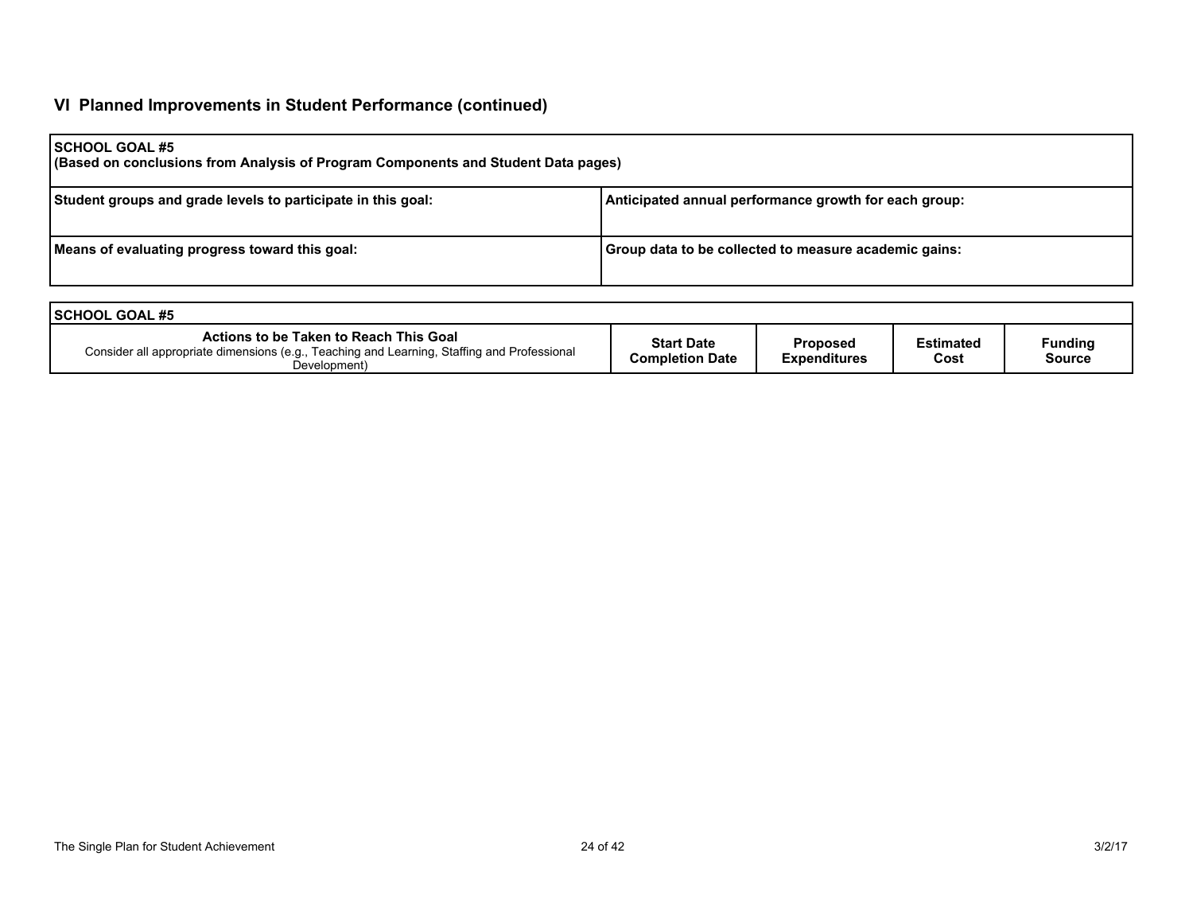## VI Planned Improvements in Student Performance (continued)

| **SCHOOL GOAL #5**<br>**(Based on conclusions from Analysis of Program Components and Student Data pages)** | |
|---|---|
| **Student groups and grade levels to participate in this goal:** | **Anticipated annual performance growth for each group:** |
| **Means of evaluating progress toward this goal:** | **Group data to be collected to measure academic gains:** |

| **SCHOOL GOAL #5** | | | | |
|---|---|---|---|---|
| **Actions to be Taken to Reach This Goal**<br>Consider all appropriate dimensions (e.g., Teaching and Learning, Staffing and Professional Development) | **Start Date Completion Date** | **Proposed Expenditures** | **Estimated Cost** | **Funding Source** |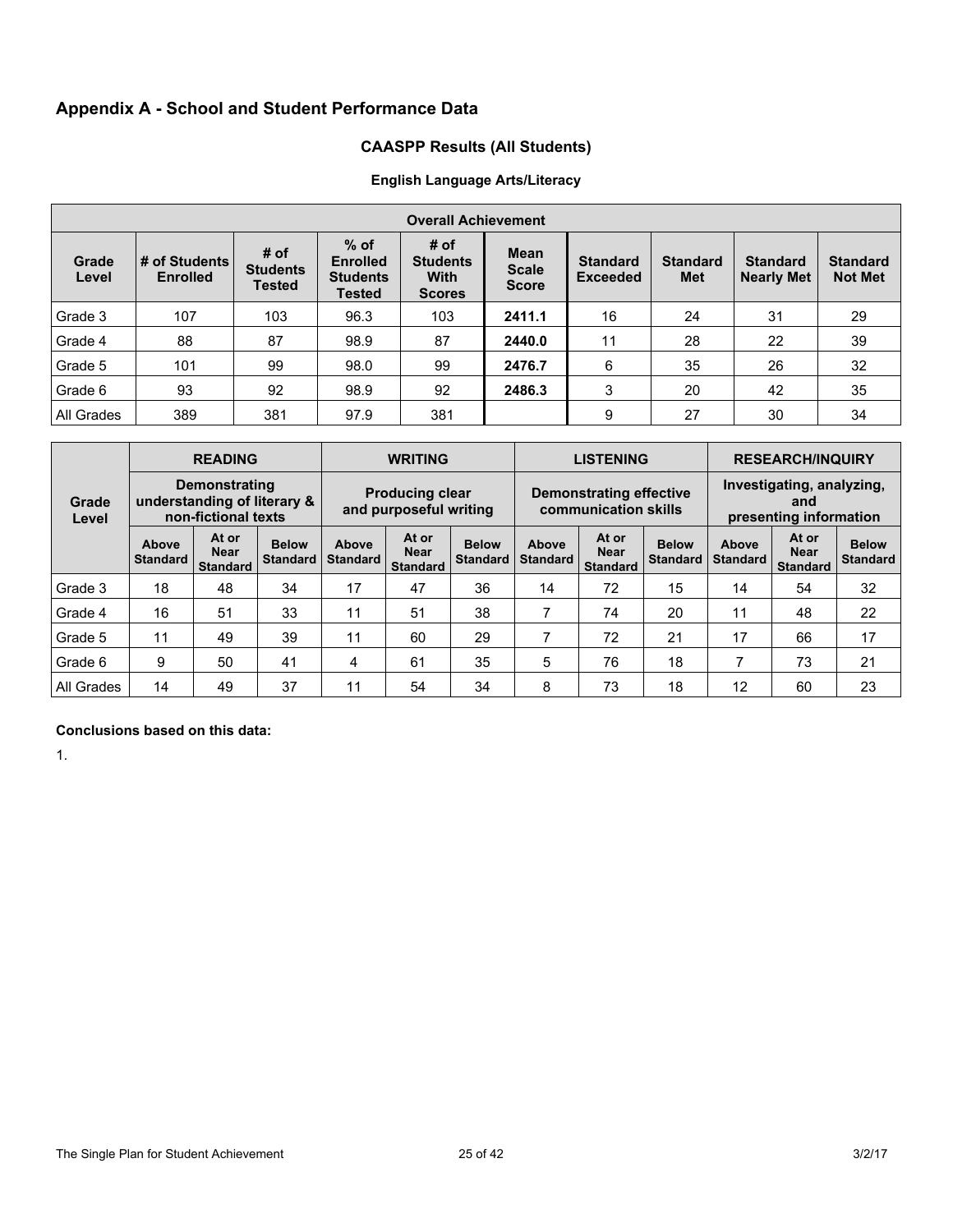## Appendix A - School and Student Performance Data

### CAASPP Results (All Students)

#### English Language Arts/Literacy

| Overall Achievement | | | | | | | | | |
|---|---|---|---|---|---|---|---|---|---|
| Grade Level | # of Students Enrolled | # of Students Tested | % of Enrolled Students Tested | # of Students With Scores | Mean Scale Score | Standard Exceeded | Standard Met | Standard Nearly Met | Standard Not Met |
| Grade 3 | 107 | 103 | 96.3 | 103 | **2411.1** | 16 | 24 | 31 | 29 |
| Grade 4 | 88 | 87 | 98.9 | 87 | **2440.0** | 11 | 28 | 22 | 39 |
| Grade 5 | 101 | 99 | 98.0 | 99 | **2476.7** | 6 | 35 | 26 | 32 |
| Grade 6 | 93 | 92 | 98.9 | 92 | **2486.3** | 3 | 20 | 42 | 35 |
| All Grades | 389 | 381 | 97.9 | 381 | | 9 | 27 | 30 | 34 |

| Grade Level | READING Demonstrating understanding of literary & non-fictional texts | | | WRITING Producing clear and purposeful writing | | | LISTENING Demonstrating effective communication skills | | | RESEARCH/INQUIRY Investigating, analyzing, and presenting information | | |
|---|---|---|---|---|---|---|---|---|---|---|---|---|
| | Above Standard | At or Near Standard | Below Standard | Above Standard | At or Near Standard | Below Standard | Above Standard | At or Near Standard | Below Standard | Above Standard | At or Near Standard | Below Standard |
| Grade 3 | 18 | 48 | 34 | 17 | 47 | 36 | 14 | 72 | 15 | 14 | 54 | 32 |
| Grade 4 | 16 | 51 | 33 | 11 | 51 | 38 | 7 | 74 | 20 | 11 | 48 | 22 |
| Grade 5 | 11 | 49 | 39 | 11 | 60 | 29 | 7 | 72 | 21 | 17 | 66 | 17 |
| Grade 6 | 9 | 50 | 41 | 4 | 61 | 35 | 5 | 76 | 18 | 7 | 73 | 21 |
| All Grades | 14 | 49 | 37 | 11 | 54 | 34 | 8 | 73 | 18 | 12 | 60 | 23 |

**Conclusions based on this data:**

1.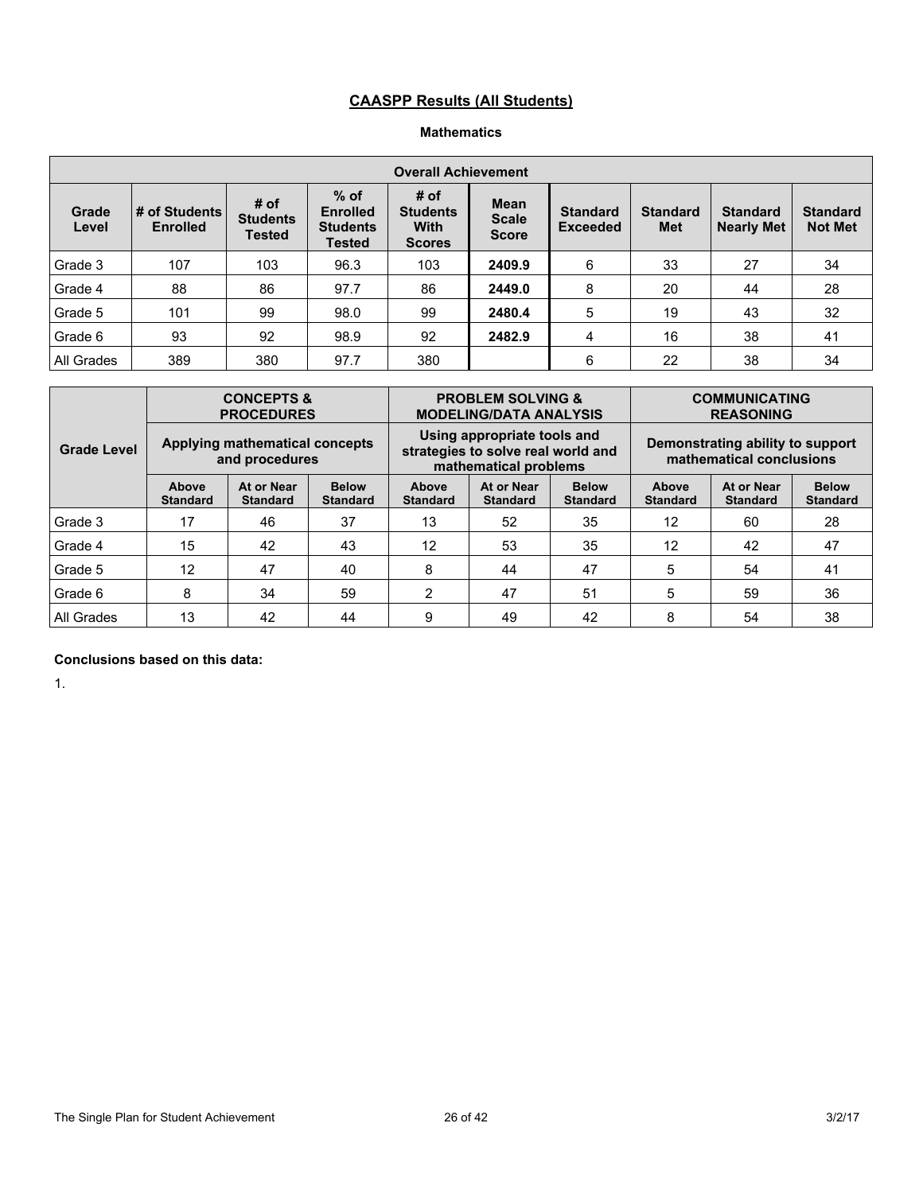## CAASPP Results (All Students)

### Mathematics

| Overall Achievement | | | | | | | | | |
|---|---|---|---|---|---|---|---|---|---|
| Grade Level | # of Students Enrolled | # of Students Tested | % of Enrolled Students Tested | # of Students With Scores | Mean Scale Score | Standard Exceeded | Standard Met | Standard Nearly Met | Standard Not Met |
| Grade 3 | 107 | 103 | 96.3 | 103 | **2409.9** | 6 | 33 | 27 | 34 |
| Grade 4 | 88 | 86 | 97.7 | 86 | **2449.0** | 8 | 20 | 44 | 28 |
| Grade 5 | 101 | 99 | 98.0 | 99 | **2480.4** | 5 | 19 | 43 | 32 |
| Grade 6 | 93 | 92 | 98.9 | 92 | **2482.9** | 4 | 16 | 38 | 41 |
| All Grades | 389 | 380 | 97.7 | 380 | | 6 | 22 | 38 | 34 |

| Grade Level | CONCEPTS & PROCEDURES | | | PROBLEM SOLVING & MODELING/DATA ANALYSIS | | | COMMUNICATING REASONING | | |
|---|---|---|---|---|---|---|---|---|---|
| | Applying mathematical concepts and procedures | | | Using appropriate tools and strategies to solve real world and mathematical problems | | | Demonstrating ability to support mathematical conclusions | | |
| | Above Standard | At or Near Standard | Below Standard | Above Standard | At or Near Standard | Below Standard | Above Standard | At or Near Standard | Below Standard |
| Grade 3 | 17 | 46 | 37 | 13 | 52 | 35 | 12 | 60 | 28 |
| Grade 4 | 15 | 42 | 43 | 12 | 53 | 35 | 12 | 42 | 47 |
| Grade 5 | 12 | 47 | 40 | 8 | 44 | 47 | 5 | 54 | 41 |
| Grade 6 | 8 | 34 | 59 | 2 | 47 | 51 | 5 | 59 | 36 |
| All Grades | 13 | 42 | 44 | 9 | 49 | 42 | 8 | 54 | 38 |

**Conclusions based on this data:**

1.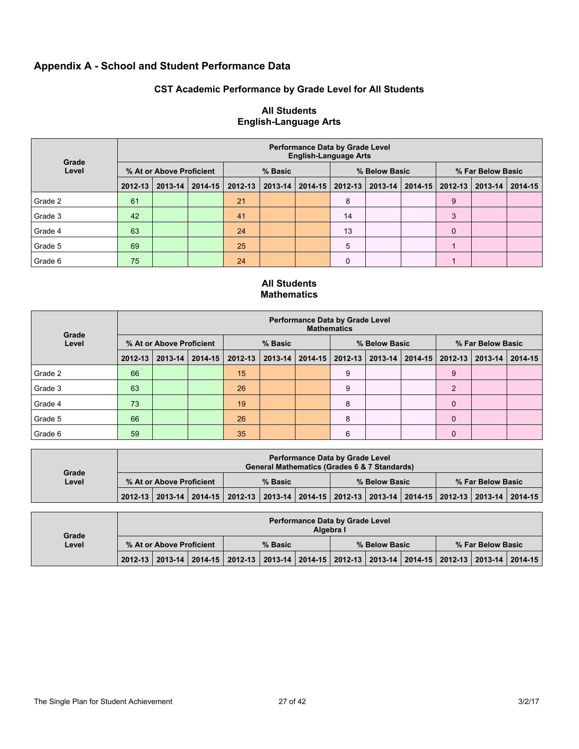## Appendix A - School and Student Performance Data

### CST Academic Performance by Grade Level for All Students

#### All Students
#### English-Language Arts

| Grade Level | Performance Data by Grade Level English-Language Arts | | | | | | | | | | | |
|---|---|---|---|---|---|---|---|---|---|---|---|---|
| | % At or Above Proficient | | | % Basic | | | % Below Basic | | | % Far Below Basic | | |
| | 2012-13 | 2013-14 | 2014-15 | 2012-13 | 2013-14 | 2014-15 | 2012-13 | 2013-14 | 2014-15 | 2012-13 | 2013-14 | 2014-15 |
| Grade 2 | 61 | | | 21 | | | 8 | | | 9 | | |
| Grade 3 | 42 | | | 41 | | | 14 | | | 3 | | |
| Grade 4 | 63 | | | 24 | | | 13 | | | 0 | | |
| Grade 5 | 69 | | | 25 | | | 5 | | | 1 | | |
| Grade 6 | 75 | | | 24 | | | 0 | | | 1 | | |

#### All Students
#### Mathematics

| Grade Level | Performance Data by Grade Level Mathematics | | | | | | | | | | | |
|---|---|---|---|---|---|---|---|---|---|---|---|---|
| | % At or Above Proficient | | | % Basic | | | % Below Basic | | | % Far Below Basic | | |
| | 2012-13 | 2013-14 | 2014-15 | 2012-13 | 2013-14 | 2014-15 | 2012-13 | 2013-14 | 2014-15 | 2012-13 | 2013-14 | 2014-15 |
| Grade 2 | 66 | | | 15 | | | 9 | | | 9 | | |
| Grade 3 | 63 | | | 26 | | | 9 | | | 2 | | |
| Grade 4 | 73 | | | 19 | | | 8 | | | 0 | | |
| Grade 5 | 66 | | | 26 | | | 8 | | | 0 | | |
| Grade 6 | 59 | | | 35 | | | 6 | | | 0 | | |

| Grade Level | Performance Data by Grade Level General Mathematics (Grades 6 & 7 Standards) | | | | | | | | | | | |
|---|---|---|---|---|---|---|---|---|---|---|---|---|
| | % At or Above Proficient | | | % Basic | | | % Below Basic | | | % Far Below Basic | | |
| | 2012-13 | 2013-14 | 2014-15 | 2012-13 | 2013-14 | 2014-15 | 2012-13 | 2013-14 | 2014-15 | 2012-13 | 2013-14 | 2014-15 |

| Grade Level | Performance Data by Grade Level Algebra I | | | | | | | | | | | |
|---|---|---|---|---|---|---|---|---|---|---|---|---|
| | % At or Above Proficient | | | % Basic | | | % Below Basic | | | % Far Below Basic | | |
| | 2012-13 | 2013-14 | 2014-15 | 2012-13 | 2013-14 | 2014-15 | 2012-13 | 2013-14 | 2014-15 | 2012-13 | 2013-14 | 2014-15 |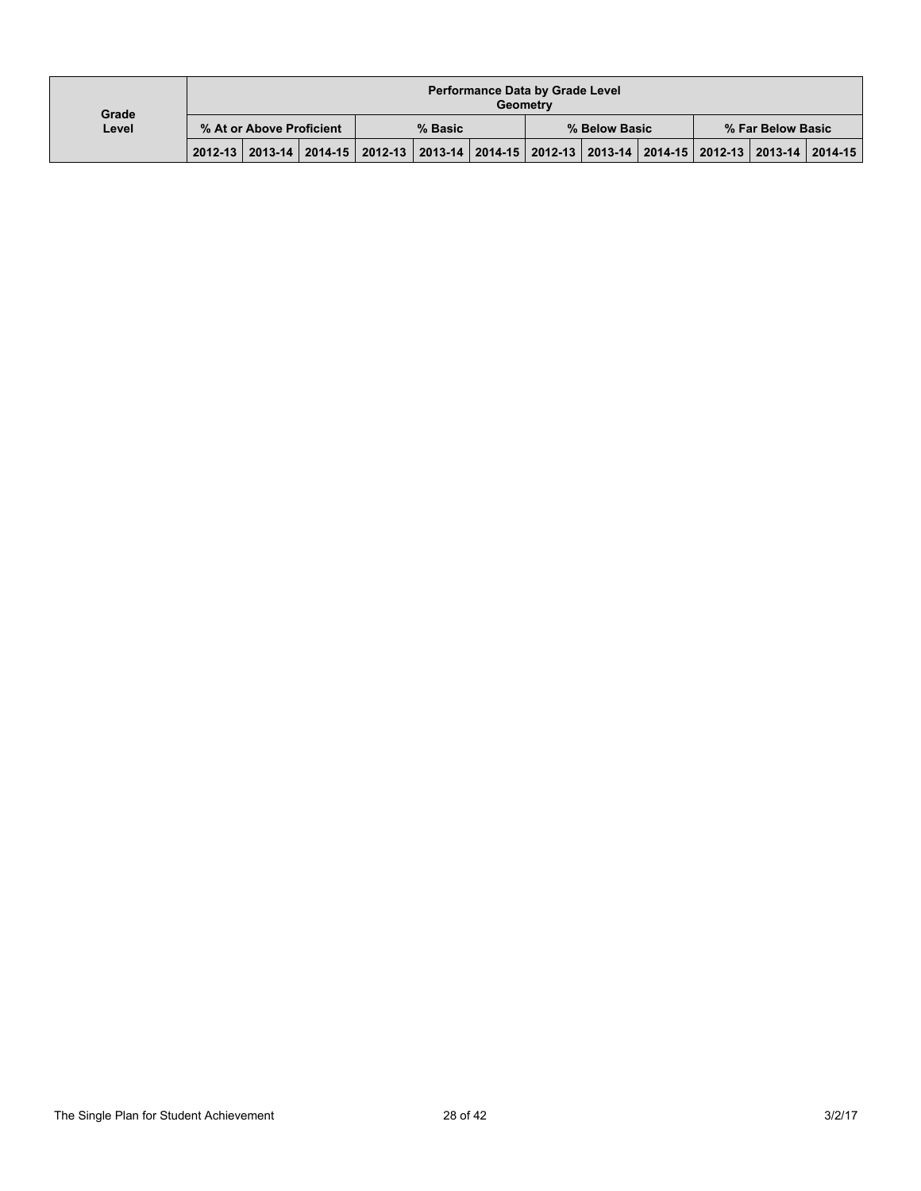| Grade Level | Performance Data by Grade Level Geometry | | | | | | | | | | | |
|---|---|---|---|---|---|---|---|---|---|---|---|---|
| | % At or Above Proficient | | | % Basic | | | % Below Basic | | | % Far Below Basic | | |
| | 2012-13 | 2013-14 | 2014-15 | 2012-13 | 2013-14 | 2014-15 | 2012-13 | 2013-14 | 2014-15 | 2012-13 | 2013-14 | 2014-15 |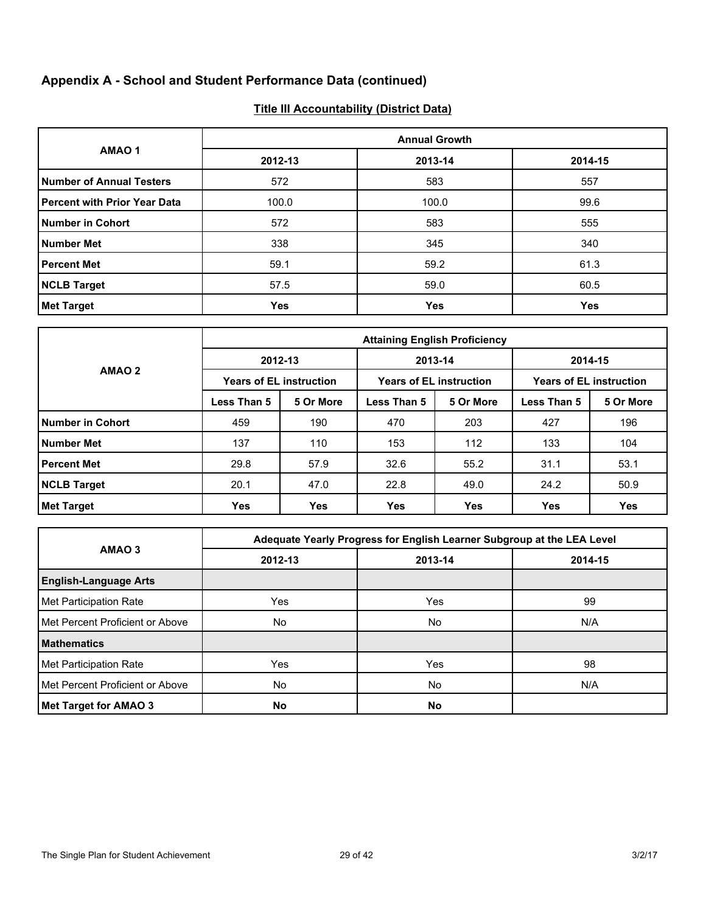## Appendix A - School and Student Performance Data (continued)

### Title III Accountability (District Data)

| AMAO 1 | Annual Growth | | |
|---|---|---|---|
| | 2012-13 | 2013-14 | 2014-15 |
| **Number of Annual Testers** | 572 | 583 | 557 |
| **Percent with Prior Year Data** | 100.0 | 100.0 | 99.6 |
| **Number in Cohort** | 572 | 583 | 555 |
| **Number Met** | 338 | 345 | 340 |
| **Percent Met** | 59.1 | 59.2 | 61.3 |
| **NCLB Target** | 57.5 | 59.0 | 60.5 |
| **Met Target** | **Yes** | **Yes** | **Yes** |

| AMAO 2 | Attaining English Proficiency | | | | | |
|---|---|---|---|---|---|---|
| | 2012-13 | | 2013-14 | | 2014-15 | |
| | Years of EL instruction | | Years of EL instruction | | Years of EL instruction | |
| | Less Than 5 | 5 Or More | Less Than 5 | 5 Or More | Less Than 5 | 5 Or More |
| **Number in Cohort** | 459 | 190 | 470 | 203 | 427 | 196 |
| **Number Met** | 137 | 110 | 153 | 112 | 133 | 104 |
| **Percent Met** | 29.8 | 57.9 | 32.6 | 55.2 | 31.1 | 53.1 |
| **NCLB Target** | 20.1 | 47.0 | 22.8 | 49.0 | 24.2 | 50.9 |
| **Met Target** | **Yes** | **Yes** | **Yes** | **Yes** | **Yes** | **Yes** |

| AMAO 3 | Adequate Yearly Progress for English Learner Subgroup at the LEA Level | | |
|---|---|---|---|
| | 2012-13 | 2013-14 | 2014-15 |
| **English-Language Arts** | | | |
| Met Participation Rate | Yes | Yes | 99 |
| Met Percent Proficient or Above | No | No | N/A |
| **Mathematics** | | | |
| Met Participation Rate | Yes | Yes | 98 |
| Met Percent Proficient or Above | No | No | N/A |
| **Met Target for AMAO 3** | **No** | **No** | |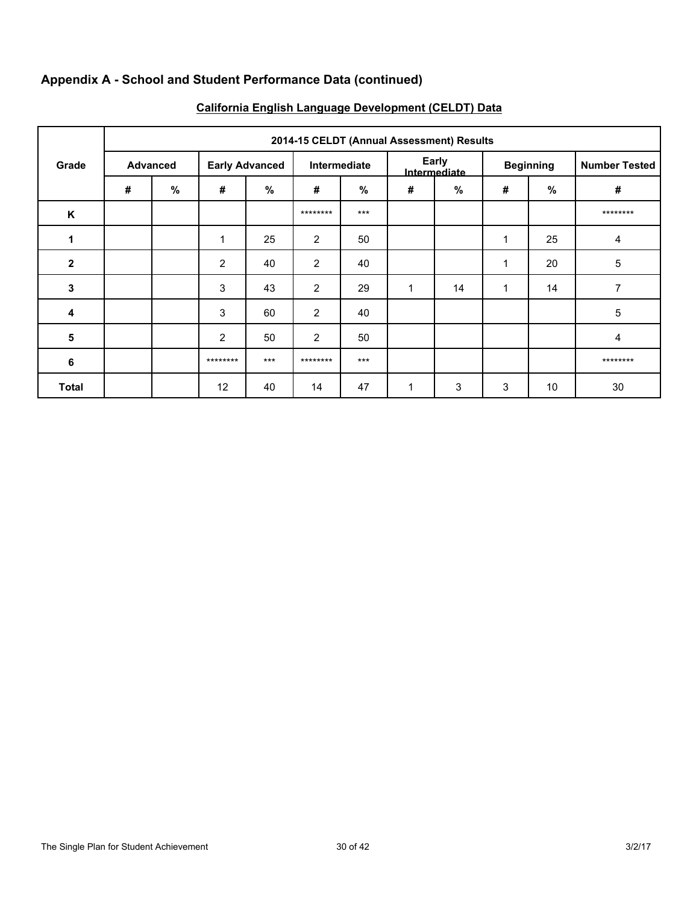## Appendix A - School and Student Performance Data (continued)

### California English Language Development (CELDT) Data

| Grade | 2014-15 CELDT (Annual Assessment) Results | | | | | | | | | | |
|---|---|---|---|---|---|---|---|---|---|---|---|
| | Advanced | | Early Advanced | | Intermediate | | Early Intermediate | | Beginning | | Number Tested |
| | # | % | # | % | # | % | # | % | # | % | # |
| K | | | | | ******** | *** | | | | | ******** |
| 1 | | | 1 | 25 | 2 | 50 | | | 1 | 25 | 4 |
| 2 | | | 2 | 40 | 2 | 40 | | | 1 | 20 | 5 |
| 3 | | | 3 | 43 | 2 | 29 | 1 | 14 | 1 | 14 | 7 |
| 4 | | | 3 | 60 | 2 | 40 | | | | | 5 |
| 5 | | | 2 | 50 | 2 | 50 | | | | | 4 |
| 6 | | | ******** | *** | ******** | *** | | | | | ******** |
| Total | | | 12 | 40 | 14 | 47 | 1 | 3 | 3 | 10 | 30 |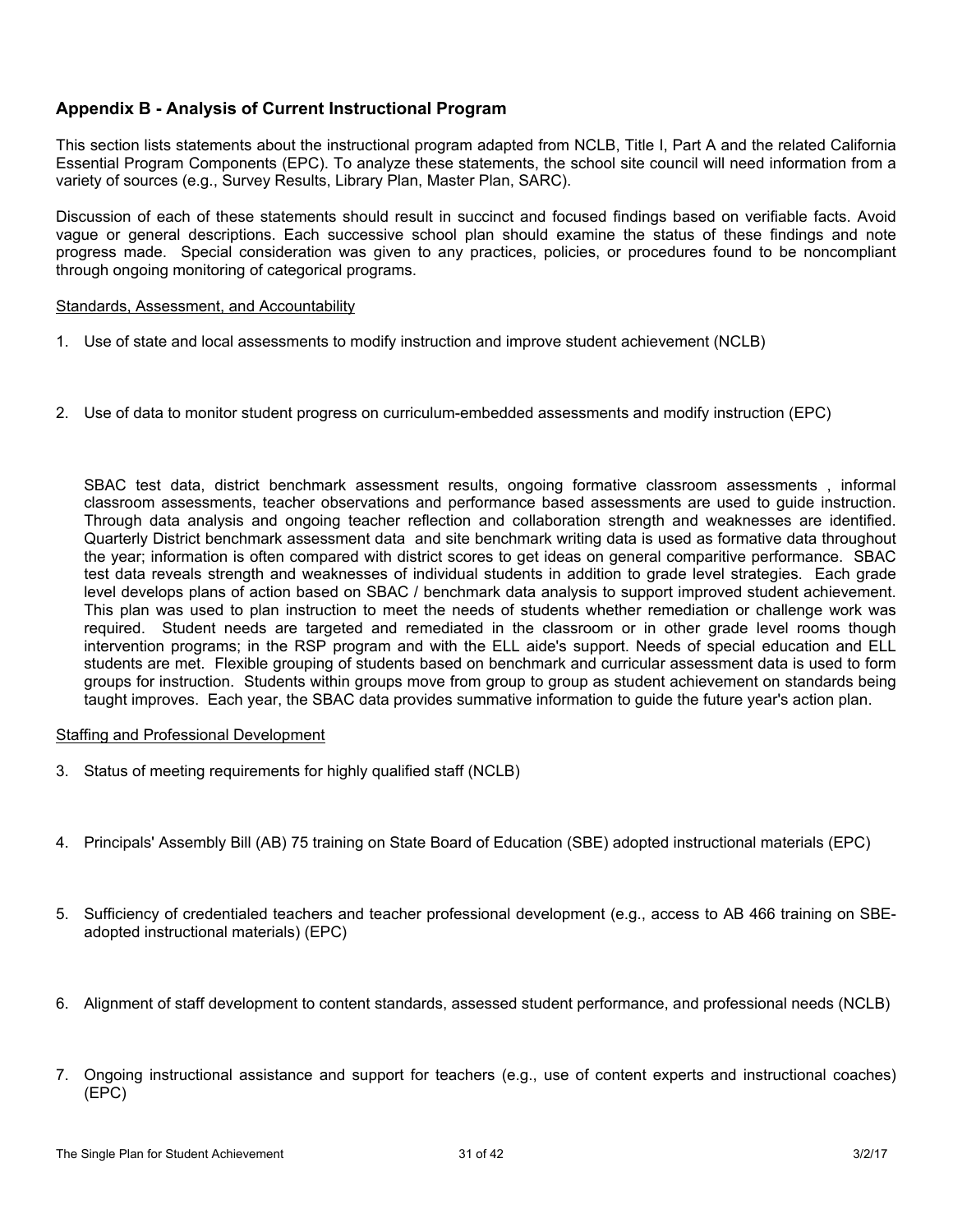## Appendix B - Analysis of Current Instructional Program

This section lists statements about the instructional program adapted from NCLB, Title I, Part A and the related California Essential Program Components (EPC). To analyze these statements, the school site council will need information from a variety of sources (e.g., Survey Results, Library Plan, Master Plan, SARC).

Discussion of each of these statements should result in succinct and focused findings based on verifiable facts. Avoid vague or general descriptions. Each successive school plan should examine the status of these findings and note progress made. Special consideration was given to any practices, policies, or procedures found to be noncompliant through ongoing monitoring of categorical programs.

Standards, Assessment, and Accountability

1. Use of state and local assessments to modify instruction and improve student achievement (NCLB)

2. Use of data to monitor student progress on curriculum-embedded assessments and modify instruction (EPC)

   SBAC test data, district benchmark assessment results, ongoing formative classroom assessments , informal classroom assessments, teacher observations and performance based assessments are used to guide instruction. Through data analysis and ongoing teacher reflection and collaboration strength and weaknesses are identified. Quarterly District benchmark assessment data and site benchmark writing data is used as formative data throughout the year; information is often compared with district scores to get ideas on general comparitive performance. SBAC test data reveals strength and weaknesses of individual students in addition to grade level strategies. Each grade level develops plans of action based on SBAC / benchmark data analysis to support improved student achievement. This plan was used to plan instruction to meet the needs of students whether remediation or challenge work was required. Student needs are targeted and remediated in the classroom or in other grade level rooms though intervention programs; in the RSP program and with the ELL aide's support. Needs of special education and ELL students are met. Flexible grouping of students based on benchmark and curricular assessment data is used to form groups for instruction. Students within groups move from group to group as student achievement on standards being taught improves. Each year, the SBAC data provides summative information to guide the future year's action plan.

Staffing and Professional Development

3. Status of meeting requirements for highly qualified staff (NCLB)

4. Principals' Assembly Bill (AB) 75 training on State Board of Education (SBE) adopted instructional materials (EPC)

5. Sufficiency of credentialed teachers and teacher professional development (e.g., access to AB 466 training on SBE-adopted instructional materials) (EPC)

6. Alignment of staff development to content standards, assessed student performance, and professional needs (NCLB)

7. Ongoing instructional assistance and support for teachers (e.g., use of content experts and instructional coaches) (EPC)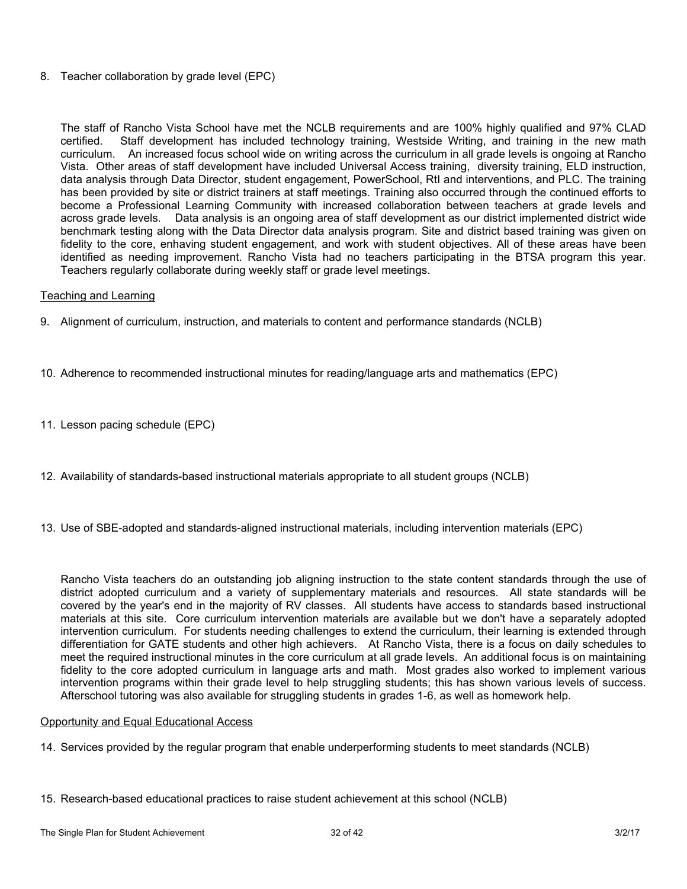8. Teacher collaboration by grade level (EPC)

The staff of Rancho Vista School have met the NCLB requirements and are 100% highly qualified and 97% CLAD certified. Staff development has included technology training, Westside Writing, and training in the new math curriculum. An increased focus school wide on writing across the curriculum in all grade levels is ongoing at Rancho Vista. Other areas of staff development have included Universal Access training, diversity training, ELD instruction, data analysis through Data Director, student engagement, PowerSchool, RtI and interventions, and PLC. The training has been provided by site or district trainers at staff meetings. Training also occurred through the continued efforts to become a Professional Learning Community with increased collaboration between teachers at grade levels and across grade levels. Data analysis is an ongoing area of staff development as our district implemented district wide benchmark testing along with the Data Director data analysis program. Site and district based training was given on fidelity to the core, enhaving student engagement, and work with student objectives. All of these areas have been identified as needing improvement. Rancho Vista had no teachers participating in the BTSA program this year. Teachers regularly collaborate during weekly staff or grade level meetings.

<u>Teaching and Learning</u>

9. Alignment of curriculum, instruction, and materials to content and performance standards (NCLB)

10. Adherence to recommended instructional minutes for reading/language arts and mathematics (EPC)

11. Lesson pacing schedule (EPC)

12. Availability of standards-based instructional materials appropriate to all student groups (NCLB)

13. Use of SBE-adopted and standards-aligned instructional materials, including intervention materials (EPC)

Rancho Vista teachers do an outstanding job aligning instruction to the state content standards through the use of district adopted curriculum and a variety of supplementary materials and resources. All state standards will be covered by the year's end in the majority of RV classes. All students have access to standards based instructional materials at this site. Core curriculum intervention materials are available but we don't have a separately adopted intervention curriculum. For students needing challenges to extend the curriculum, their learning is extended through differentiation for GATE students and other high achievers. At Rancho Vista, there is a focus on daily schedules to meet the required instructional minutes in the core curriculum at all grade levels. An additional focus is on maintaining fidelity to the core adopted curriculum in language arts and math. Most grades also worked to implement various intervention programs within their grade level to help struggling students; this has shown various levels of success. Afterschool tutoring was also available for struggling students in grades 1-6, as well as homework help.

<u>Opportunity and Equal Educational Access</u>

14. Services provided by the regular program that enable underperforming students to meet standards (NCLB)

15. Research-based educational practices to raise student achievement at this school (NCLB)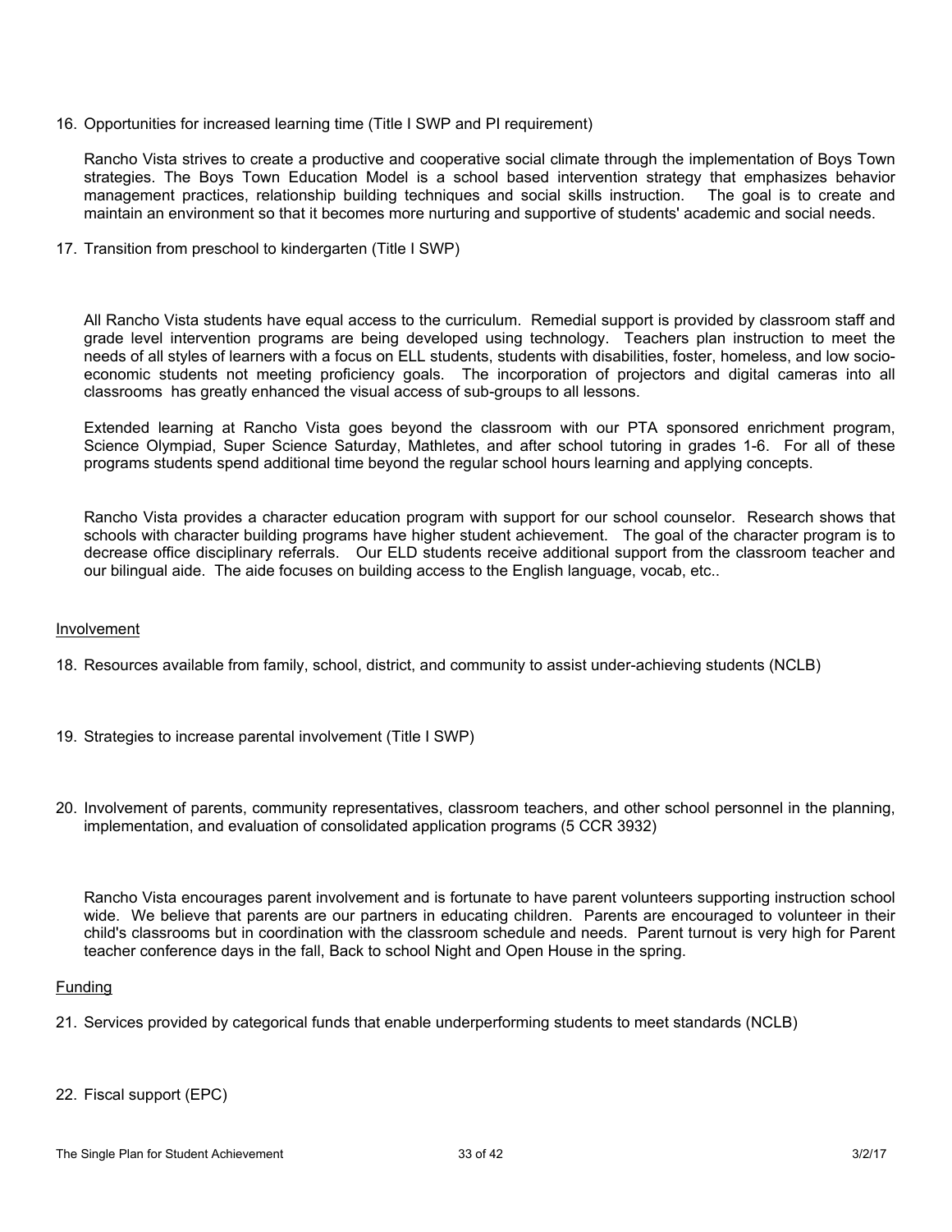16. Opportunities for increased learning time (Title I SWP and PI requirement)

    Rancho Vista strives to create a productive and cooperative social climate through the implementation of Boys Town strategies. The Boys Town Education Model is a school based intervention strategy that emphasizes behavior management practices, relationship building techniques and social skills instruction. The goal is to create and maintain an environment so that it becomes more nurturing and supportive of students' academic and social needs.

17. Transition from preschool to kindergarten (Title I SWP)

    All Rancho Vista students have equal access to the curriculum. Remedial support is provided by classroom staff and grade level intervention programs are being developed using technology. Teachers plan instruction to meet the needs of all styles of learners with a focus on ELL students, students with disabilities, foster, homeless, and low socio-economic students not meeting proficiency goals. The incorporation of projectors and digital cameras into all classrooms has greatly enhanced the visual access of sub-groups to all lessons.

    Extended learning at Rancho Vista goes beyond the classroom with our PTA sponsored enrichment program, Science Olympiad, Super Science Saturday, Mathletes, and after school tutoring in grades 1-6. For all of these programs students spend additional time beyond the regular school hours learning and applying concepts.

    Rancho Vista provides a character education program with support for our school counselor. Research shows that schools with character building programs have higher student achievement. The goal of the character program is to decrease office disciplinary referrals. Our ELD students receive additional support from the classroom teacher and our bilingual aide. The aide focuses on building access to the English language, vocab, etc..

<u>Involvement</u>

18. Resources available from family, school, district, and community to assist under-achieving students (NCLB)

19. Strategies to increase parental involvement (Title I SWP)

20. Involvement of parents, community representatives, classroom teachers, and other school personnel in the planning, implementation, and evaluation of consolidated application programs (5 CCR 3932)

    Rancho Vista encourages parent involvement and is fortunate to have parent volunteers supporting instruction school wide. We believe that parents are our partners in educating children. Parents are encouraged to volunteer in their child's classrooms but in coordination with the classroom schedule and needs. Parent turnout is very high for Parent teacher conference days in the fall, Back to school Night and Open House in the spring.

<u>Funding</u>

21. Services provided by categorical funds that enable underperforming students to meet standards (NCLB)

22. Fiscal support (EPC)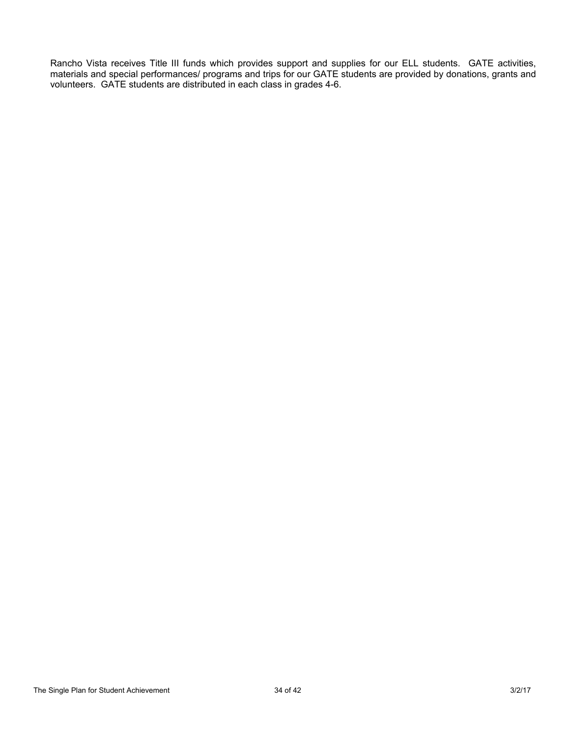Rancho Vista receives Title III funds which provides support and supplies for our ELL students. GATE activities, materials and special performances/ programs and trips for our GATE students are provided by donations, grants and volunteers. GATE students are distributed in each class in grades 4-6.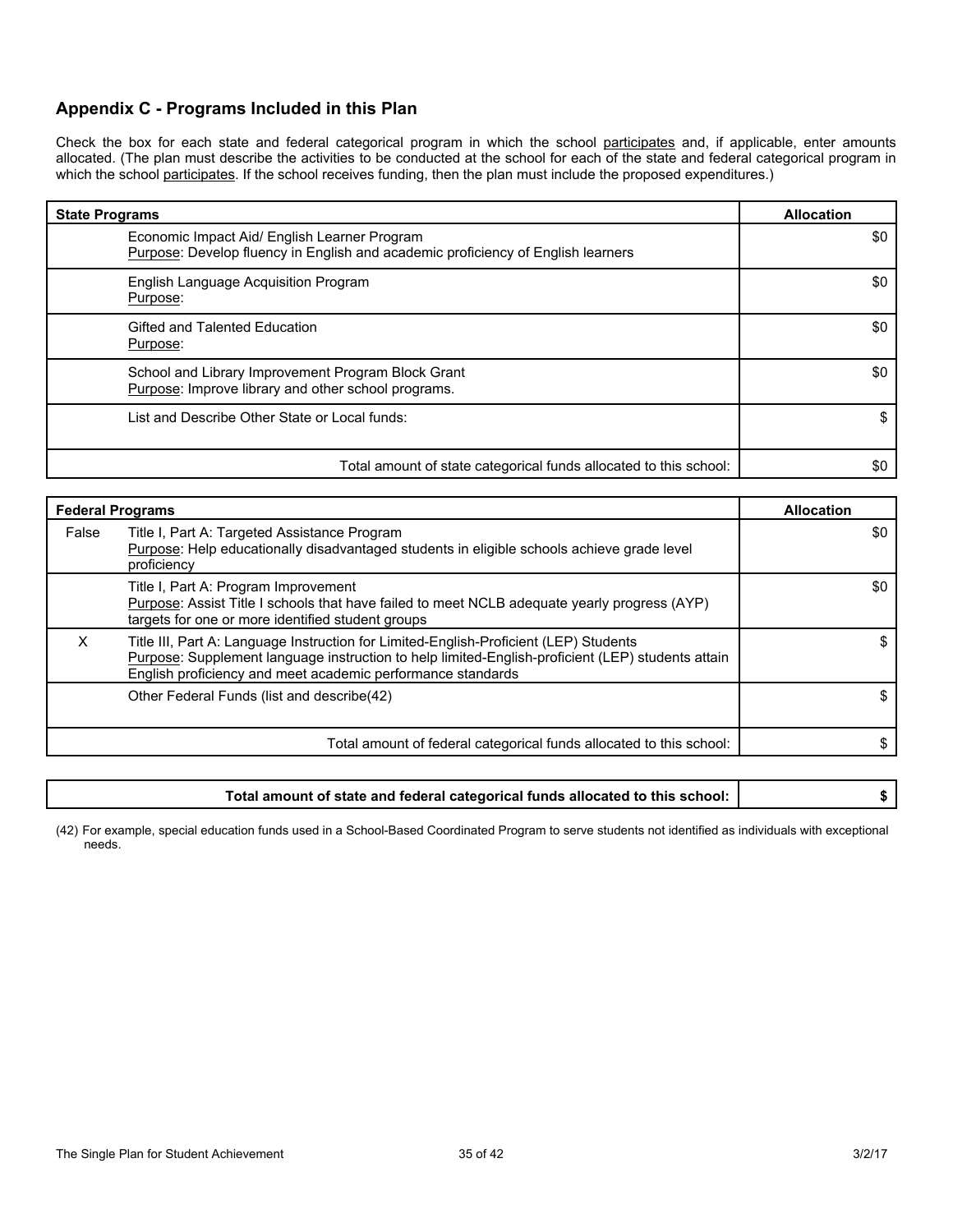## Appendix C - Programs Included in this Plan

Check the box for each state and federal categorical program in which the school participates and, if applicable, enter amounts allocated. (The plan must describe the activities to be conducted at the school for each of the state and federal categorical program in which the school participates. If the school receives funding, then the plan must include the proposed expenditures.)

| State Programs | | Allocation |
|---|---|---|
| | Economic Impact Aid/ English Learner Program<br>Purpose: Develop fluency in English and academic proficiency of English learners | $0 |
| | English Language Acquisition Program<br>Purpose: | $0 |
| | Gifted and Talented Education<br>Purpose: | $0 |
| | School and Library Improvement Program Block Grant<br>Purpose: Improve library and other school programs. | $0 |
| | List and Describe Other State or Local funds: | $ |
| | Total amount of state categorical funds allocated to this school: | $0 |

| Federal Programs | | Allocation |
|---|---|---|
| False | Title I, Part A: Targeted Assistance Program<br>Purpose: Help educationally disadvantaged students in eligible schools achieve grade level proficiency | $0 |
| | Title I, Part A: Program Improvement<br>Purpose: Assist Title I schools that have failed to meet NCLB adequate yearly progress (AYP) targets for one or more identified student groups | $0 |
| X | Title III, Part A: Language Instruction for Limited-English-Proficient (LEP) Students<br>Purpose: Supplement language instruction to help limited-English-proficient (LEP) students attain English proficiency and meet academic performance standards | $ |
| | Other Federal Funds (list and describe(42) | $ |
| | Total amount of federal categorical funds allocated to this school: | $ |

| **Total amount of state and federal categorical funds allocated to this school:** | **$** |
|---|---|

(42) For example, special education funds used in a School-Based Coordinated Program to serve students not identified as individuals with exceptional needs.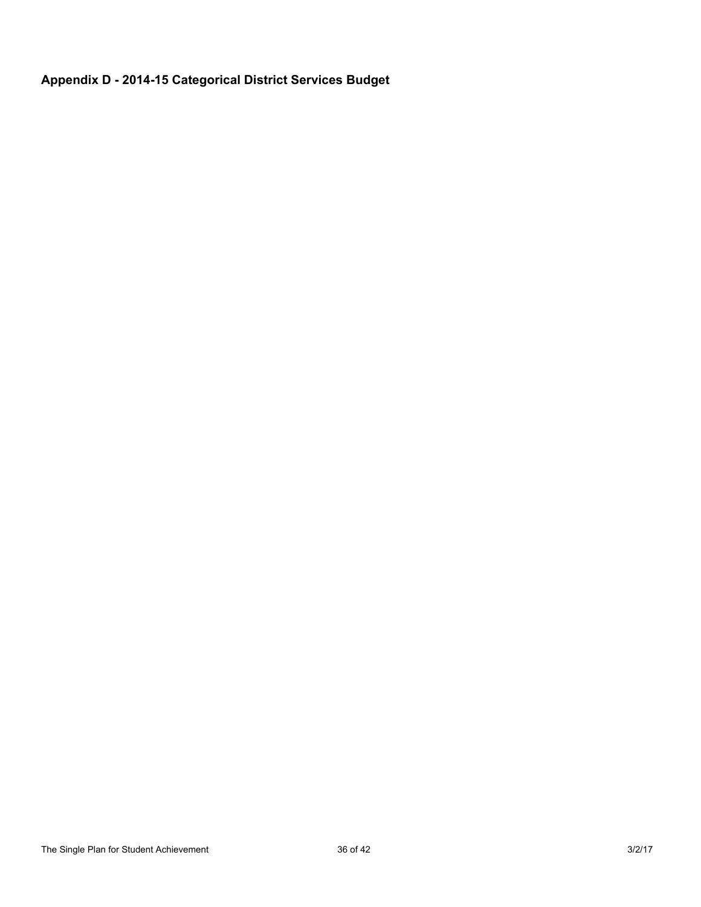## Appendix D - 2014-15 Categorical District Services Budget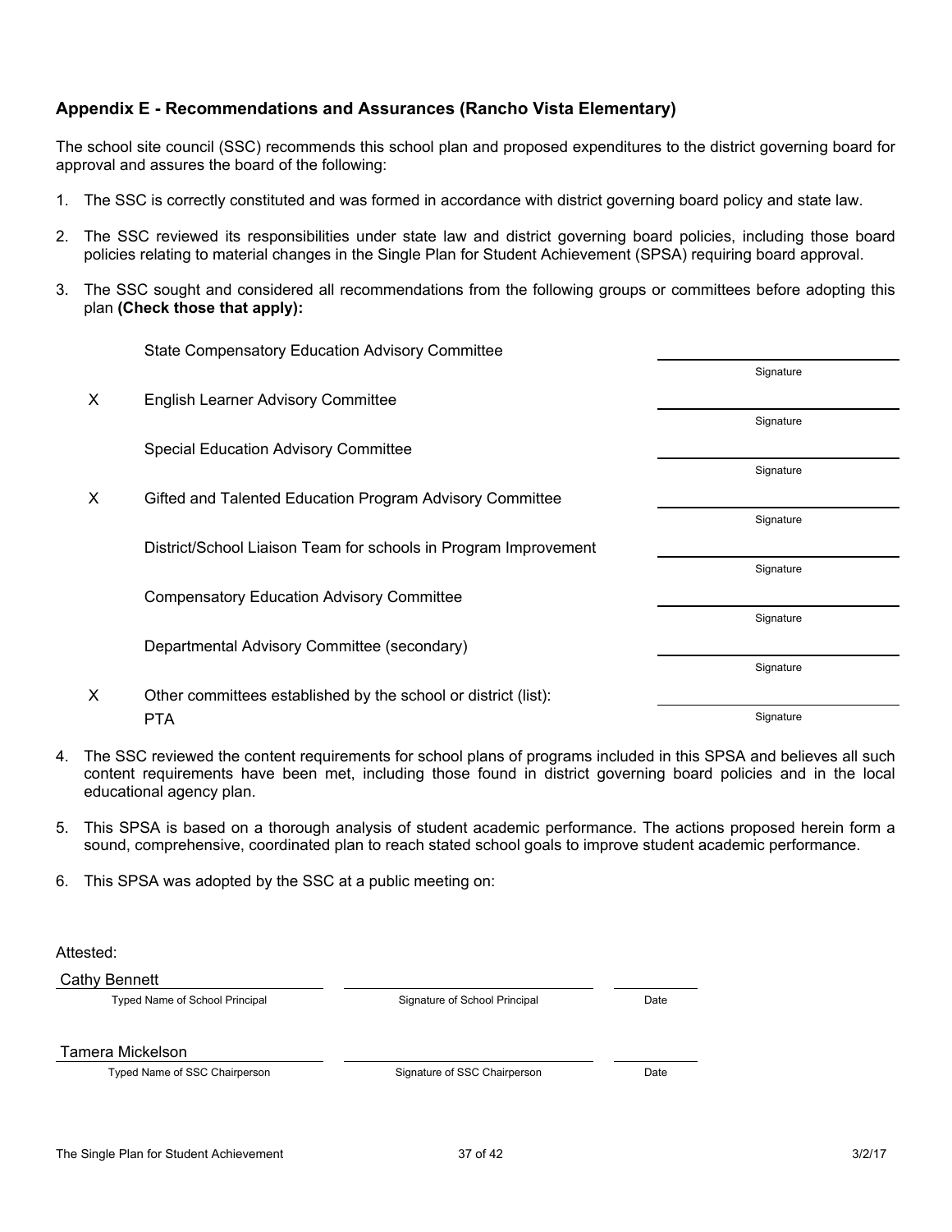### Appendix E - Recommendations and Assurances (Rancho Vista Elementary)

The school site council (SSC) recommends this school plan and proposed expenditures to the district governing board for approval and assures the board of the following:

1. The SSC is correctly constituted and was formed in accordance with district governing board policy and state law.
2. The SSC reviewed its responsibilities under state law and district governing board policies, including those board policies relating to material changes in the Single Plan for Student Achievement (SPSA) requiring board approval.
3. The SSC sought and considered all recommendations from the following groups or committees before adopting this plan **(Check those that apply):**

| | Committee | Signature |
|---|---|---|
| | State Compensatory Education Advisory Committee | Signature |
| X | English Learner Advisory Committee | Signature |
| | Special Education Advisory Committee | Signature |
| X | Gifted and Talented Education Program Advisory Committee | Signature |
| | District/School Liaison Team for schools in Program Improvement | Signature |
| | Compensatory Education Advisory Committee | Signature |
| | Departmental Advisory Committee (secondary) | Signature |
| X | Other committees established by the school or district (list): PTA | Signature |

4. The SSC reviewed the content requirements for school plans of programs included in this SPSA and believes all such content requirements have been met, including those found in district governing board policies and in the local educational agency plan.
5. This SPSA is based on a thorough analysis of student academic performance. The actions proposed herein form a sound, comprehensive, coordinated plan to reach stated school goals to improve student academic performance.
6. This SPSA was adopted by the SSC at a public meeting on:

Attested:

| Cathy Bennett | | |
|---|---|---|
| Typed Name of School Principal | Signature of School Principal | Date |

| Tamera Mickelson | | |
|---|---|---|
| Typed Name of SSC Chairperson | Signature of SSC Chairperson | Date |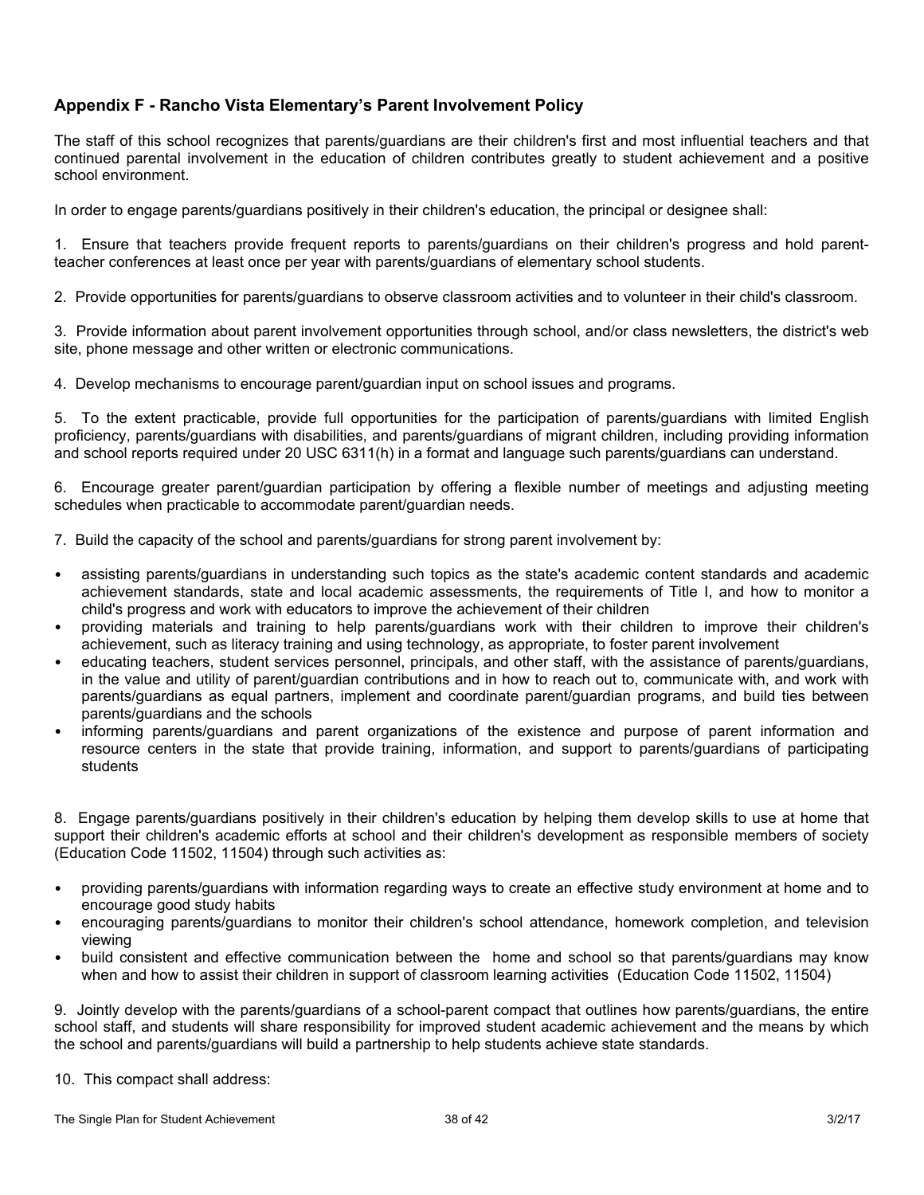### Appendix F - Rancho Vista Elementary's Parent Involvement Policy

The staff of this school recognizes that parents/guardians are their children's first and most influential teachers and that continued parental involvement in the education of children contributes greatly to student achievement and a positive school environment.

In order to engage parents/guardians positively in their children's education, the principal or designee shall:

1. Ensure that teachers provide frequent reports to parents/guardians on their children's progress and hold parent-teacher conferences at least once per year with parents/guardians of elementary school students.

2. Provide opportunities for parents/guardians to observe classroom activities and to volunteer in their child's classroom.

3. Provide information about parent involvement opportunities through school, and/or class newsletters, the district's web site, phone message and other written or electronic communications.

4. Develop mechanisms to encourage parent/guardian input on school issues and programs.

5. To the extent practicable, provide full opportunities for the participation of parents/guardians with limited English proficiency, parents/guardians with disabilities, and parents/guardians of migrant children, including providing information and school reports required under 20 USC 6311(h) in a format and language such parents/guardians can understand.

6. Encourage greater parent/guardian participation by offering a flexible number of meetings and adjusting meeting schedules when practicable to accommodate parent/guardian needs.

7. Build the capacity of the school and parents/guardians for strong parent involvement by:

- assisting parents/guardians in understanding such topics as the state's academic content standards and academic achievement standards, state and local academic assessments, the requirements of Title I, and how to monitor a child's progress and work with educators to improve the achievement of their children
- providing materials and training to help parents/guardians work with their children to improve their children's achievement, such as literacy training and using technology, as appropriate, to foster parent involvement
- educating teachers, student services personnel, principals, and other staff, with the assistance of parents/guardians, in the value and utility of parent/guardian contributions and in how to reach out to, communicate with, and work with parents/guardians as equal partners, implement and coordinate parent/guardian programs, and build ties between parents/guardians and the schools
- informing parents/guardians and parent organizations of the existence and purpose of parent information and resource centers in the state that provide training, information, and support to parents/guardians of participating students

8. Engage parents/guardians positively in their children's education by helping them develop skills to use at home that support their children's academic efforts at school and their children's development as responsible members of society (Education Code 11502, 11504) through such activities as:

- providing parents/guardians with information regarding ways to create an effective study environment at home and to encourage good study habits
- encouraging parents/guardians to monitor their children's school attendance, homework completion, and television viewing
- build consistent and effective communication between the home and school so that parents/guardians may know when and how to assist their children in support of classroom learning activities (Education Code 11502, 11504)

9. Jointly develop with the parents/guardians of a school-parent compact that outlines how parents/guardians, the entire school staff, and students will share responsibility for improved student academic achievement and the means by which the school and parents/guardians will build a partnership to help students achieve state standards.

10. This compact shall address: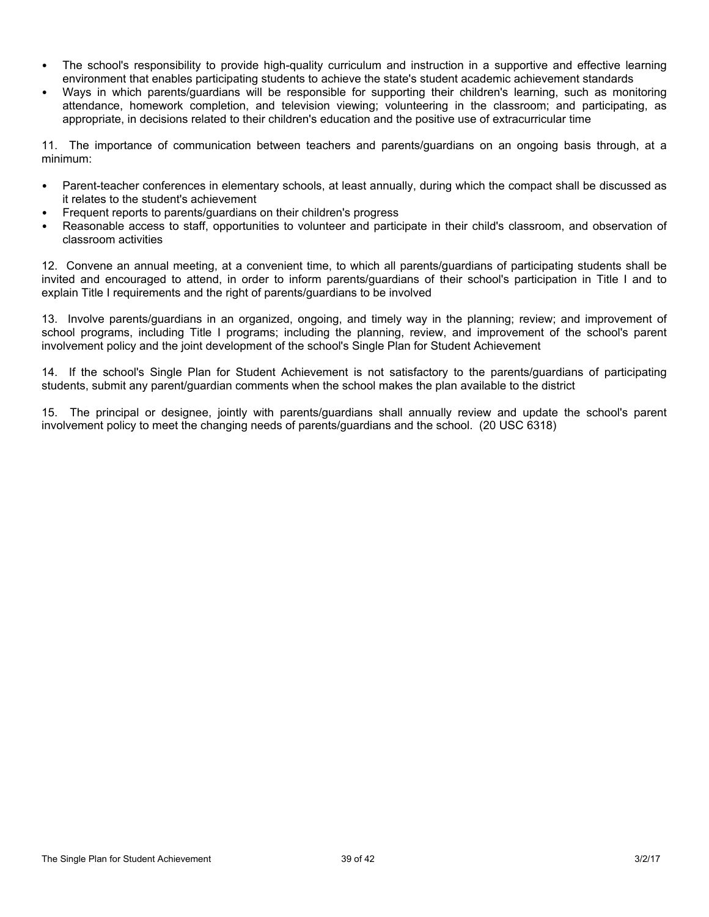- The school's responsibility to provide high-quality curriculum and instruction in a supportive and effective learning environment that enables participating students to achieve the state's student academic achievement standards
- Ways in which parents/guardians will be responsible for supporting their children's learning, such as monitoring attendance, homework completion, and television viewing; volunteering in the classroom; and participating, as appropriate, in decisions related to their children's education and the positive use of extracurricular time

11. The importance of communication between teachers and parents/guardians on an ongoing basis through, at a minimum:

- Parent-teacher conferences in elementary schools, at least annually, during which the compact shall be discussed as it relates to the student's achievement
- Frequent reports to parents/guardians on their children's progress
- Reasonable access to staff, opportunities to volunteer and participate in their child's classroom, and observation of classroom activities

12. Convene an annual meeting, at a convenient time, to which all parents/guardians of participating students shall be invited and encouraged to attend, in order to inform parents/guardians of their school's participation in Title I and to explain Title I requirements and the right of parents/guardians to be involved

13. Involve parents/guardians in an organized, ongoing, and timely way in the planning; review; and improvement of school programs, including Title I programs; including the planning, review, and improvement of the school's parent involvement policy and the joint development of the school's Single Plan for Student Achievement

14. If the school's Single Plan for Student Achievement is not satisfactory to the parents/guardians of participating students, submit any parent/guardian comments when the school makes the plan available to the district

15. The principal or designee, jointly with parents/guardians shall annually review and update the school's parent involvement policy to meet the changing needs of parents/guardians and the school. (20 USC 6318)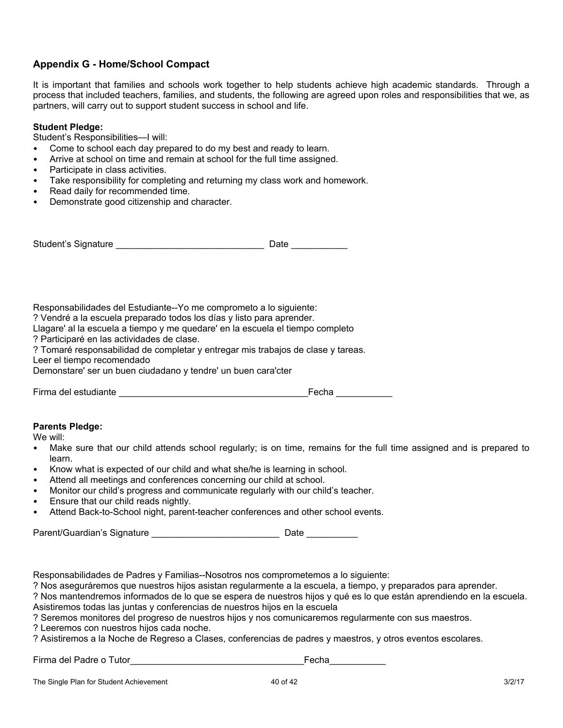## Appendix G - Home/School Compact

It is important that families and schools work together to help students achieve high academic standards. Through a process that included teachers, families, and students, the following are agreed upon roles and responsibilities that we, as partners, will carry out to support student success in school and life.

**Student Pledge:**

Student's Responsibilities—I will:

- Come to school each day prepared to do my best and ready to learn.
- Arrive at school on time and remain at school for the full time assigned.
- Participate in class activities.
- Take responsibility for completing and returning my class work and homework.
- Read daily for recommended time.
- Demonstrate good citizenship and character.

Student's Signature _____________________________ Date ___________

Responsabilidades del Estudiante--Yo me comprometo a lo siguiente:
? Vendré a la escuela preparado todos los días y listo para aprender.
Llagare' al la escuela a tiempo y me quedare' en la escuela el tiempo completo
? Participaré en las actividades de clase.
? Tomaré responsabilidad de completar y entregar mis trabajos de clase y tareas.
Leer el tiempo recomendado
Demonstare' ser un buen ciudadano y tendre' un buen cara'cter

Firma del estudiante _____________________________________Fecha ___________

**Parents Pledge:**

We will:

- Make sure that our child attends school regularly; is on time, remains for the full time assigned and is prepared to learn.
- Know what is expected of our child and what she/he is learning in school.
- Attend all meetings and conferences concerning our child at school.
- Monitor our child's progress and communicate regularly with our child's teacher.
- Ensure that our child reads nightly.
- Attend Back-to-School night, parent-teacher conferences and other school events.

Parent/Guardian's Signature _________________________ Date __________

Responsabilidades de Padres y Familias--Nosotros nos comprometemos a lo siguiente:
? Nos aseguráremos que nuestros hijos asistan regularmente a la escuela, a tiempo, y preparados para aprender.
? Nos mantendremos informados de lo que se espera de nuestros hijos y qué es lo que están aprendiendo en la escuela.
Asistiremos todas las juntas y conferencias de nuestros hijos en la escuela
? Seremos monitores del progreso de nuestros hijos y nos comunicaremos regularmente con sus maestros.
? Leeremos con nuestros hijos cada noche.
? Asistiremos a la Noche de Regreso a Clases, conferencias de padres y maestros, y otros eventos escolares.

Firma del Padre o Tutor_________________________________Fecha___________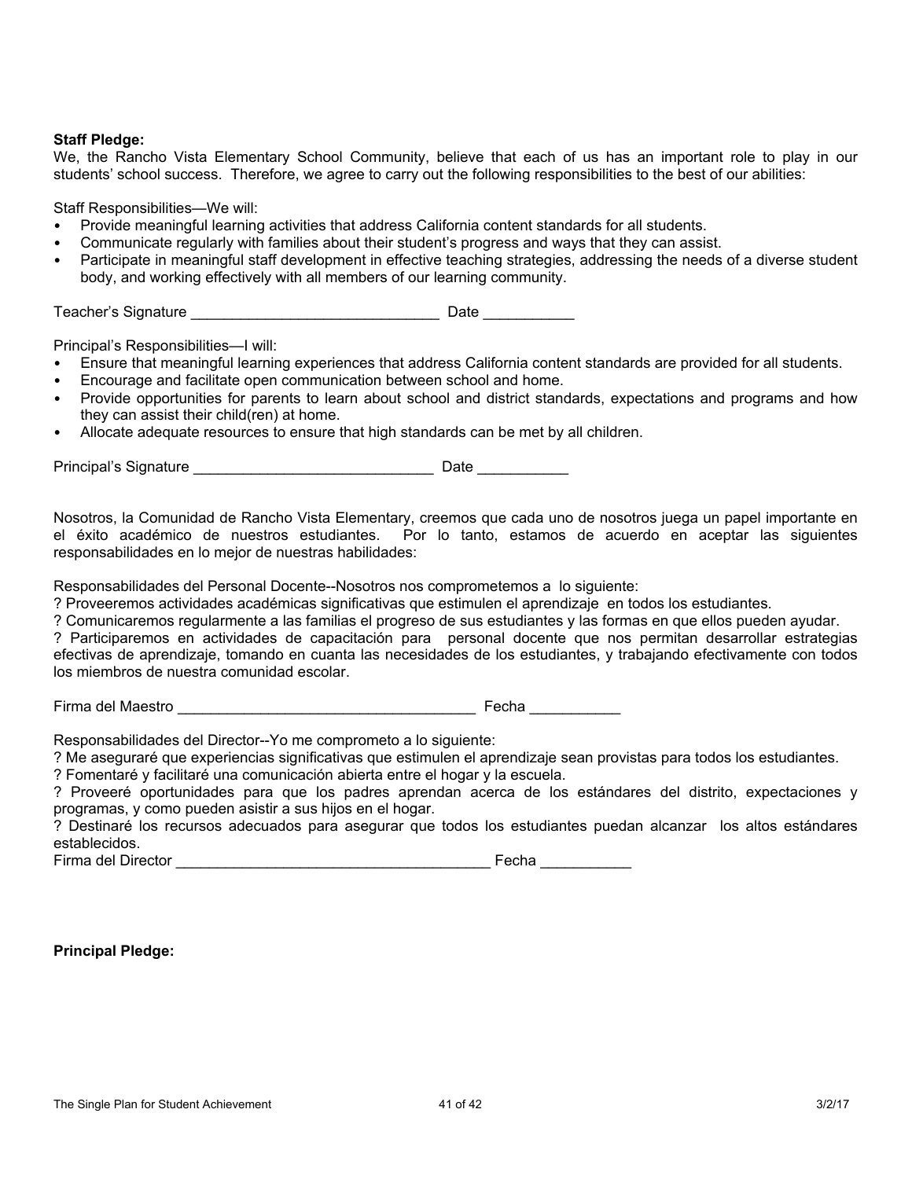**Staff Pledge:**

We, the Rancho Vista Elementary School Community, believe that each of us has an important role to play in our students' school success. Therefore, we agree to carry out the following responsibilities to the best of our abilities:

Staff Responsibilities—We will:

- Provide meaningful learning activities that address California content standards for all students.
- Communicate regularly with families about their student's progress and ways that they can assist.
- Participate in meaningful staff development in effective teaching strategies, addressing the needs of a diverse student body, and working effectively with all members of our learning community.

Teacher's Signature ______________________________ Date ___________

Principal's Responsibilities—I will:

- Ensure that meaningful learning experiences that address California content standards are provided for all students.
- Encourage and facilitate open communication between school and home.
- Provide opportunities for parents to learn about school and district standards, expectations and programs and how they can assist their child(ren) at home.
- Allocate adequate resources to ensure that high standards can be met by all children.

Principal's Signature _____________________________ Date ___________

Nosotros, la Comunidad de Rancho Vista Elementary, creemos que cada uno de nosotros juega un papel importante en el éxito académico de nuestros estudiantes. Por lo tanto, estamos de acuerdo en aceptar las siguientes responsabilidades en lo mejor de nuestras habilidades:

Responsabilidades del Personal Docente--Nosotros nos comprometemos a lo siguiente:

? Proveeremos actividades académicas significativas que estimulen el aprendizaje en todos los estudiantes.
? Comunicaremos regularmente a las familias el progreso de sus estudiantes y las formas en que ellos pueden ayudar.
? Participaremos en actividades de capacitación para personal docente que nos permitan desarrollar estrategias efectivas de aprendizaje, tomando en cuanta las necesidades de los estudiantes, y trabajando efectivamente con todos los miembros de nuestra comunidad escolar.

Firma del Maestro ____________________________________ Fecha ___________

Responsabilidades del Director--Yo me comprometo a lo siguiente:

? Me aseguraré que experiencias significativas que estimulen el aprendizaje sean provistas para todos los estudiantes.
? Fomentaré y facilitaré una comunicación abierta entre el hogar y la escuela.
? Proveeré oportunidades para que los padres aprendan acerca de los estándares del distrito, expectaciones y programas, y como pueden asistir a sus hijos en el hogar.
? Destinaré los recursos adecuados para asegurar que todos los estudiantes puedan alcanzar los altos estándares establecidos.

Firma del Director ______________________________________ Fecha ___________

**Principal Pledge:**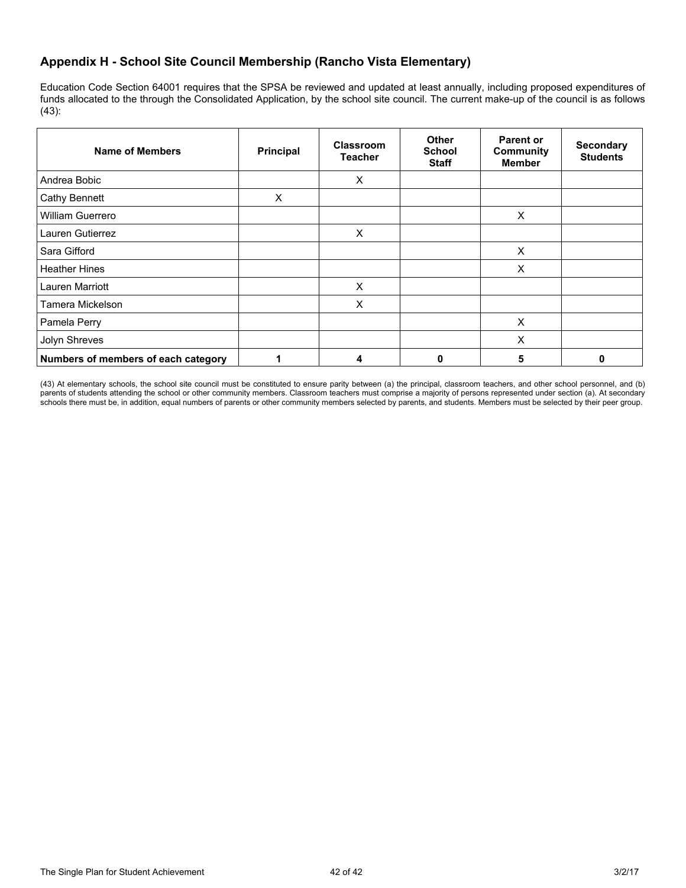## Appendix H - School Site Council Membership (Rancho Vista Elementary)

Education Code Section 64001 requires that the SPSA be reviewed and updated at least annually, including proposed expenditures of funds allocated to the through the Consolidated Application, by the school site council. The current make-up of the council is as follows (43):

| Name of Members | Principal | Classroom Teacher | Other School Staff | Parent or Community Member | Secondary Students |
|---|---|---|---|---|---|
| Andrea Bobic | | X | | | |
| Cathy Bennett | X | | | | |
| William Guerrero | | | | X | |
| Lauren Gutierrez | | X | | | |
| Sara Gifford | | | | X | |
| Heather Hines | | | | X | |
| Lauren Marriott | | X | | | |
| Tamera Mickelson | | X | | | |
| Pamela Perry | | | | X | |
| Jolyn Shreves | | | | X | |
| **Numbers of members of each category** | **1** | **4** | **0** | **5** | **0** |

(43) At elementary schools, the school site council must be constituted to ensure parity between (a) the principal, classroom teachers, and other school personnel, and (b) parents of students attending the school or other community members. Classroom teachers must comprise a majority of persons represented under section (a). At secondary schools there must be, in addition, equal numbers of parents or other community members selected by parents, and students. Members must be selected by their peer group.